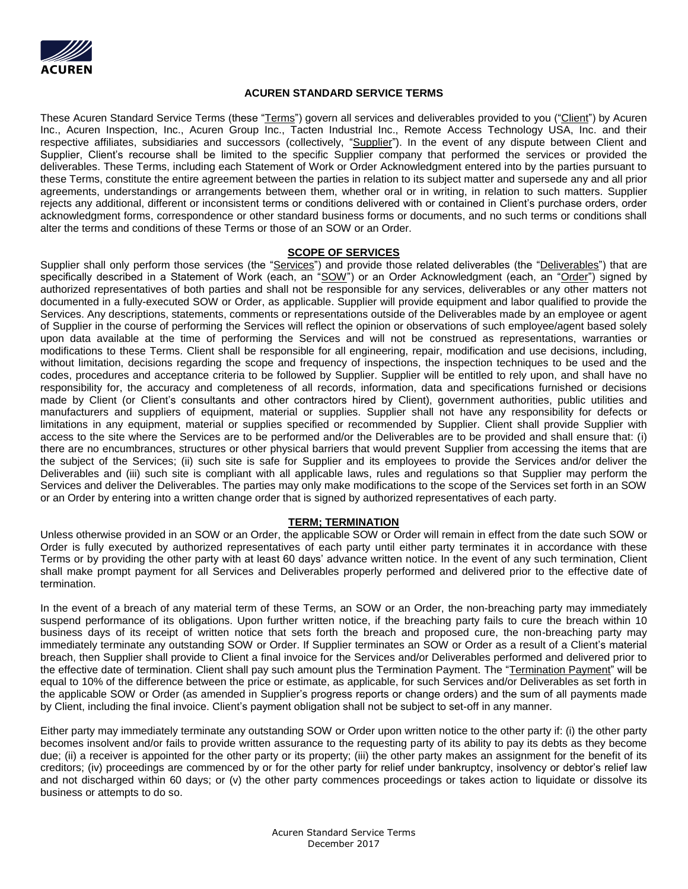# ACUREN STANDARD SERVICE TERMS

These Acuren Standard Service Terms (these "Terms") govern all services and deliverables provided to you ("Client") by Acuren Inc., Acuren Inspection, Inc., Acuren Group Inc., Tacten Industrial Inc., Remote Access Technology USA, Inc. and their respective affiliates, subsidiaries and successors (collectively, "Supplier"). In the event of any dispute between Client and Supplier, Client's recourse shall be limited to the specific Supplier company that performed the services or provided the deliverables. These Terms, including each Statement of Work or Order Acknowledgment entered into by the parties pursuant to these Terms, constitute the entire agreement between the parties in relation to its subject matter and supersede any and all prior agreements, understandings or arrangements between them, whether oral or in writing, in relation to such matters. Supplier rejects any additional, different or inconsistent terms or conditions delivered with or contained in Client's purchase orders, order acknowledgment forms, correspondence or other standard business forms or documents, and no such terms or conditions shall alter the terms and conditions of these Terms or those of an SOW or an Order.

## SCOPE OF SERVICES

Supplier shall only perform those services (the "Services") and provide those related deliverables (the "Deliverables") that are specifically described in a Statement of Work (each, an "SOW") or an Order Acknowledgment (each, an "Order") signed by authorized representatives of both parties and shall not be responsible for any services, deliverables or any other matters not documented in a fully-executed SOW or Order, as applicable. Supplier will provide equipment and labor qualified to provide the Services. Any descriptions, statements, comments or representations outside of the Deliverables made by an employee or agent of Supplier in the course of performing the Services will reflect the opinion or observations of such employee/agent based solely upon data available at the time of performing the Services and will not be construed as representations, warranties or modifications to these Terms. Client shall be responsible for all engineering, repair, modification and use decisions, including, without limitation, decisions regarding the scope and frequency of inspections, the inspection techniques to be used and the codes, procedures and acceptance criteria to be followed by Supplier. Supplier will be entitled to rely upon, and shall have no responsibility for, the accuracy and completeness of all records, information, data and specifications furnished or decisions made by Client (or Client's consultants and other contractors hired by Client), government authorities, public utilities and manufacturers and suppliers of equipment, material or supplies. Supplier shall not have any responsibility for defects or limitations in any equipment, material or supplies specified or recommended by Supplier. Client shall provide Supplier with access to the site where the Services are to be performed and/or the Deliverables are to be provided and shall ensure that: (i) there are no encumbrances, structures or other physical barriers that would prevent Supplier from accessing the items that are the subject of the Services; (ii) such site is safe for Supplier and its employees to provide the Services and/or deliver the Deliverables and (iii) such site is compliant with all applicable laws, rules and regulations so that Supplier may perform the Services and deliver the Deliverables. The parties may only make modifications to the scope of the Services set forth in an SOW or an Order by entering into a written change order that is signed by authorized representatives of each party.

## TERM; TERMINATION

Unless otherwise provided in an SOW or an Order, the applicable SOW or Order will remain in effect from the date such SOW or Order is fully executed by authorized representatives of each party until either party terminates it in accordance with these Terms or by providing the other party with at least 60 days' advance written notice. In the event of any such termination, Client shall make prompt payment for all Services and Deliverables properly performed and delivered prior to the effective date of termination.

In the event of a breach of any material term of these Terms, an SOW or an Order, the non-breaching party may immediately suspend performance of its obligations. Upon further written notice, if the breaching party fails to cure the breach within 10 business days of its receipt of written notice that sets forth the breach and proposed cure, the non-breaching party may immediately terminate any outstanding SOW or Order. If Supplier terminates an SOW or Order as a result of a Client's material breach, then Supplier shall provide to Client a final invoice for the Services and/or Deliverables performed and delivered prior to the effective date of termination. Client shall pay such amount plus the Termination Payment. The "Termination Payment" will be equal to 10% of the difference between the price or estimate, as applicable, for such Services and/or Deliverables as set forth in the applicable SOW or Order (as amended in Supplier's progress reports or change orders) and the sum of all payments made by Client, including the final invoice. Client's payment obligation shall not be subject to set-off in any manner.

Either party may immediately terminate any outstanding SOW or Order upon written notice to the other party if: (i) the other party becomes insolvent and/or fails to provide written assurance to the requesting party of its ability to pay its debts as they become due; (ii) a receiver is appointed for the other party or its property; (iii) the other party makes an assignment for the benefit of its creditors; (iv) proceedings are commenced by or for the other party for relief under bankruptcy, insolvency or debtor's relief law and not discharged within 60 days; or (v) the other party commences proceedings or takes action to liquidate or dissolve its business or attempts to do so.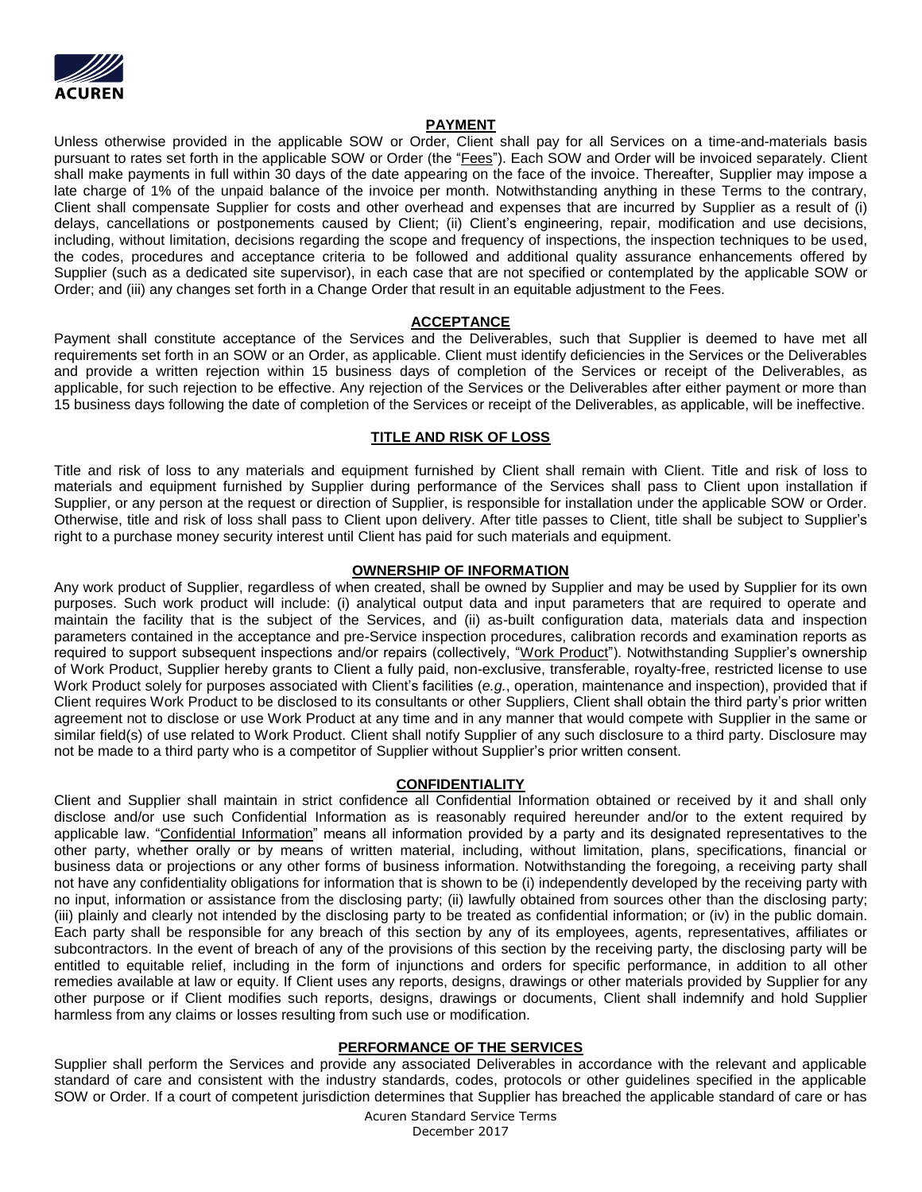## PAYMENT

Unless otherwise provided in the applicable SOW or Order, Client shall pay for all Services on a time-and-materials basis pursuant to rates set forth in the applicable SOW or Order (the "Fees"). Each SOW and Order will be invoiced separately. Client shall make payments in full within 30 days of the date appearing on the face of the invoice. Thereafter, Supplier may impose a late charge of 1% of the unpaid balance of the invoice per month. Notwithstanding anything in these Terms to the contrary, Client shall compensate Supplier for costs and other overhead and expenses that are incurred by Supplier as a result of (i) delays, cancellations or postponements caused by Client; (ii) Client's engineering, repair, modification and use decisions, including, without limitation, decisions regarding the scope and frequency of inspections, the inspection techniques to be used, the codes, procedures and acceptance criteria to be followed and additional quality assurance enhancements offered by Supplier (such as a dedicated site supervisor), in each case that are not specified or contemplated by the applicable SOW or Order; and (iii) any changes set forth in a Change Order that result in an equitable adjustment to the Fees.

## ACCEPTANCE

Payment shall constitute acceptance of the Services and the Deliverables, such that Supplier is deemed to have met all requirements set forth in an SOW or an Order, as applicable. Client must identify deficiencies in the Services or the Deliverables and provide a written rejection within 15 business days of completion of the Services or receipt of the Deliverables, as applicable, for such rejection to be effective. Any rejection of the Services or the Deliverables after either payment or more than 15 business days following the date of completion of the Services or receipt of the Deliverables, as applicable, will be ineffective.

## TITLE AND RISK OF LOSS

Title and risk of loss to any materials and equipment furnished by Client shall remain with Client. Title and risk of loss to materials and equipment furnished by Supplier during performance of the Services shall pass to Client upon installation if Supplier, or any person at the request or direction of Supplier, is responsible for installation under the applicable SOW or Order. Otherwise, title and risk of loss shall pass to Client upon delivery. After title passes to Client, title shall be subject to Supplier's right to a purchase money security interest until Client has paid for such materials and equipment.

## OWNERSHIP OF INFORMATION

Any work product of Supplier, regardless of when created, shall be owned by Supplier and may be used by Supplier for its own purposes. Such work product will include: (i) analytical output data and input parameters that are required to operate and maintain the facility that is the subject of the Services, and (ii) as-built configuration data, materials data and inspection parameters contained in the acceptance and pre-Service inspection procedures, calibration records and examination reports as required to support subsequent inspections and/or repairs (collectively, "Work Product"). Notwithstanding Supplier's ownership of Work Product, Supplier hereby grants to Client a fully paid, non-exclusive, transferable, royalty-free, restricted license to use Work Product solely for purposes associated with Client's facilities (*e.g.*, operation, maintenance and inspection), provided that if Client requires Work Product to be disclosed to its consultants or other Suppliers, Client shall obtain the third party's prior written agreement not to disclose or use Work Product at any time and in any manner that would compete with Supplier in the same or similar field(s) of use related to Work Product. Client shall notify Supplier of any such disclosure to a third party. Disclosure may not be made to a third party who is a competitor of Supplier without Supplier's prior written consent.

## CONFIDENTIALITY

Client and Supplier shall maintain in strict confidence all Confidential Information obtained or received by it and shall only disclose and/or use such Confidential Information as is reasonably required hereunder and/or to the extent required by applicable law. "Confidential Information" means all information provided by a party and its designated representatives to the other party, whether orally or by means of written material, including, without limitation, plans, specifications, financial or business data or projections or any other forms of business information. Notwithstanding the foregoing, a receiving party shall not have any confidentiality obligations for information that is shown to be (i) independently developed by the receiving party with no input, information or assistance from the disclosing party; (ii) lawfully obtained from sources other than the disclosing party; (iii) plainly and clearly not intended by the disclosing party to be treated as confidential information; or (iv) in the public domain. Each party shall be responsible for any breach of this section by any of its employees, agents, representatives, affiliates or subcontractors. In the event of breach of any of the provisions of this section by the receiving party, the disclosing party will be entitled to equitable relief, including in the form of injunctions and orders for specific performance, in addition to all other remedies available at law or equity. If Client uses any reports, designs, drawings or other materials provided by Supplier for any other purpose or if Client modifies such reports, designs, drawings or documents, Client shall indemnify and hold Supplier harmless from any claims or losses resulting from such use or modification.

## PERFORMANCE OF THE SERVICES

Supplier shall perform the Services and provide any associated Deliverables in accordance with the relevant and applicable standard of care and consistent with the industry standards, codes, protocols or other guidelines specified in the applicable SOW or Order. If a court of competent jurisdiction determines that Supplier has breached the applicable standard of care or has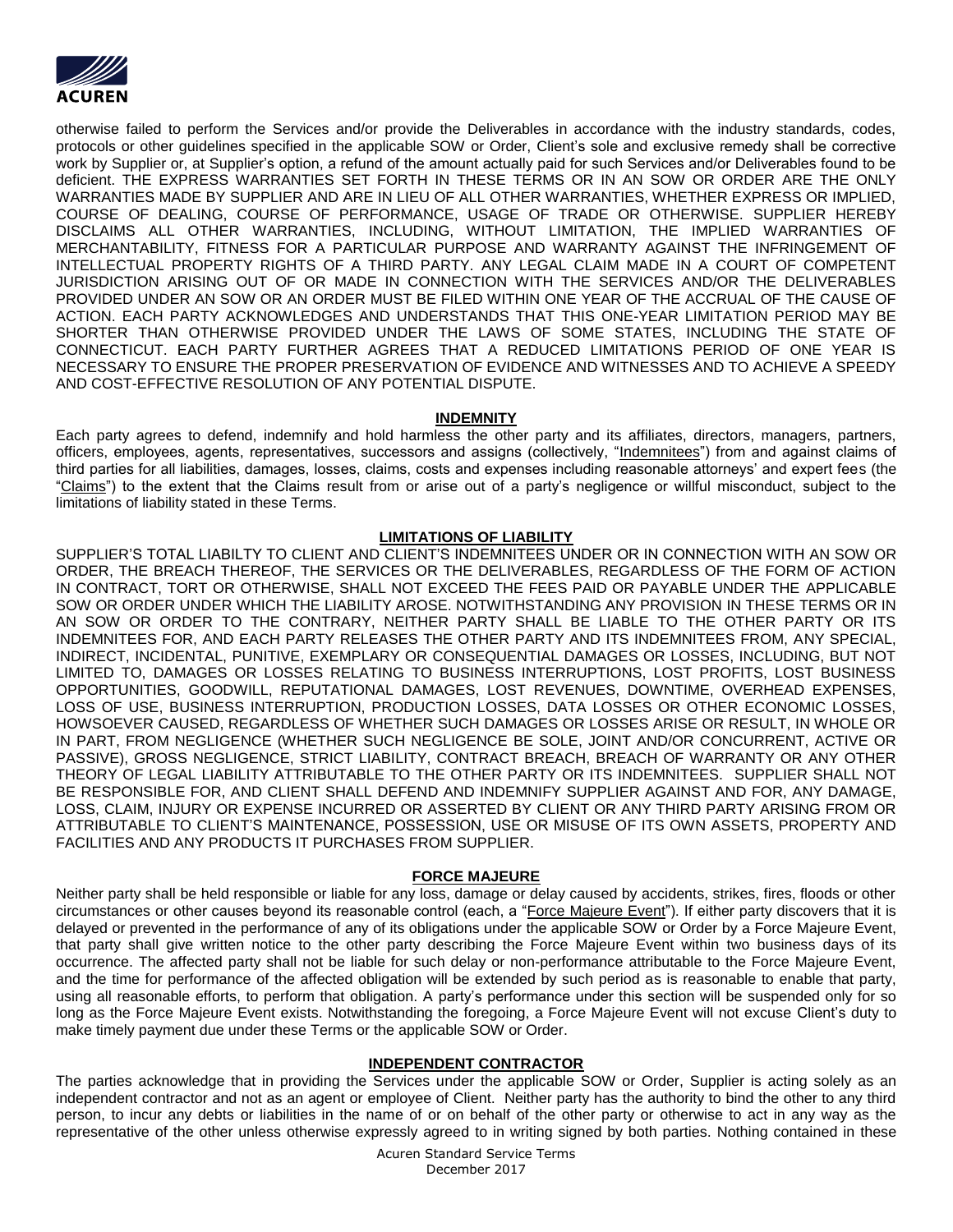otherwise failed to perform the Services and/or provide the Deliverables in accordance with the industry standards, codes, protocols or other guidelines specified in the applicable SOW or Order, Client's sole and exclusive remedy shall be corrective work by Supplier or, at Supplier's option, a refund of the amount actually paid for such Services and/or Deliverables found to be deficient. THE EXPRESS WARRANTIES SET FORTH IN THESE TERMS OR IN AN SOW OR ORDER ARE THE ONLY WARRANTIES MADE BY SUPPLIER AND ARE IN LIEU OF ALL OTHER WARRANTIES, WHETHER EXPRESS OR IMPLIED, COURSE OF DEALING, COURSE OF PERFORMANCE, USAGE OF TRADE OR OTHERWISE. SUPPLIER HEREBY DISCLAIMS ALL OTHER WARRANTIES, INCLUDING, WITHOUT LIMITATION, THE IMPLIED WARRANTIES OF MERCHANTABILITY, FITNESS FOR A PARTICULAR PURPOSE AND WARRANTY AGAINST THE INFRINGEMENT OF INTELLECTUAL PROPERTY RIGHTS OF A THIRD PARTY. ANY LEGAL CLAIM MADE IN A COURT OF COMPETENT JURISDICTION ARISING OUT OF OR MADE IN CONNECTION WITH THE SERVICES AND/OR THE DELIVERABLES PROVIDED UNDER AN SOW OR AN ORDER MUST BE FILED WITHIN ONE YEAR OF THE ACCRUAL OF THE CAUSE OF ACTION. EACH PARTY ACKNOWLEDGES AND UNDERSTANDS THAT THIS ONE-YEAR LIMITATION PERIOD MAY BE SHORTER THAN OTHERWISE PROVIDED UNDER THE LAWS OF SOME STATES, INCLUDING THE STATE OF CONNECTICUT. EACH PARTY FURTHER AGREES THAT A REDUCED LIMITATIONS PERIOD OF ONE YEAR IS NECESSARY TO ENSURE THE PROPER PRESERVATION OF EVIDENCE AND WITNESSES AND TO ACHIEVE A SPEEDY AND COST-EFFECTIVE RESOLUTION OF ANY POTENTIAL DISPUTE.

## INDEMNITY

Each party agrees to defend, indemnify and hold harmless the other party and its affiliates, directors, managers, partners, officers, employees, agents, representatives, successors and assigns (collectively, "Indemnitees") from and against claims of third parties for all liabilities, damages, losses, claims, costs and expenses including reasonable attorneys' and expert fees (the "Claims") to the extent that the Claims result from or arise out of a party's negligence or willful misconduct, subject to the limitations of liability stated in these Terms.

## LIMITATIONS OF LIABILITY

SUPPLIER'S TOTAL LIABILTY TO CLIENT AND CLIENT'S INDEMNITEES UNDER OR IN CONNECTION WITH AN SOW OR ORDER, THE BREACH THEREOF, THE SERVICES OR THE DELIVERABLES, REGARDLESS OF THE FORM OF ACTION IN CONTRACT, TORT OR OTHERWISE, SHALL NOT EXCEED THE FEES PAID OR PAYABLE UNDER THE APPLICABLE SOW OR ORDER UNDER WHICH THE LIABILITY AROSE. NOTWITHSTANDING ANY PROVISION IN THESE TERMS OR IN AN SOW OR ORDER TO THE CONTRARY, NEITHER PARTY SHALL BE LIABLE TO THE OTHER PARTY OR ITS INDEMNITEES FOR, AND EACH PARTY RELEASES THE OTHER PARTY AND ITS INDEMNITEES FROM, ANY SPECIAL, INDIRECT, INCIDENTAL, PUNITIVE, EXEMPLARY OR CONSEQUENTIAL DAMAGES OR LOSSES, INCLUDING, BUT NOT LIMITED TO, DAMAGES OR LOSSES RELATING TO BUSINESS INTERRUPTIONS, LOST PROFITS, LOST BUSINESS OPPORTUNITIES, GOODWILL, REPUTATIONAL DAMAGES, LOST REVENUES, DOWNTIME, OVERHEAD EXPENSES, LOSS OF USE, BUSINESS INTERRUPTION, PRODUCTION LOSSES, DATA LOSSES OR OTHER ECONOMIC LOSSES, HOWSOEVER CAUSED, REGARDLESS OF WHETHER SUCH DAMAGES OR LOSSES ARISE OR RESULT, IN WHOLE OR IN PART, FROM NEGLIGENCE (WHETHER SUCH NEGLIGENCE BE SOLE, JOINT AND/OR CONCURRENT, ACTIVE OR PASSIVE), GROSS NEGLIGENCE, STRICT LIABILITY, CONTRACT BREACH, BREACH OF WARRANTY OR ANY OTHER THEORY OF LEGAL LIABILITY ATTRIBUTABLE TO THE OTHER PARTY OR ITS INDEMNITEES. SUPPLIER SHALL NOT BE RESPONSIBLE FOR, AND CLIENT SHALL DEFEND AND INDEMNIFY SUPPLIER AGAINST AND FOR, ANY DAMAGE, LOSS, CLAIM, INJURY OR EXPENSE INCURRED OR ASSERTED BY CLIENT OR ANY THIRD PARTY ARISING FROM OR ATTRIBUTABLE TO CLIENT'S MAINTENANCE, POSSESSION, USE OR MISUSE OF ITS OWN ASSETS, PROPERTY AND FACILITIES AND ANY PRODUCTS IT PURCHASES FROM SUPPLIER.

## FORCE MAJEURE

Neither party shall be held responsible or liable for any loss, damage or delay caused by accidents, strikes, fires, floods or other circumstances or other causes beyond its reasonable control (each, a "Force Majeure Event"). If either party discovers that it is delayed or prevented in the performance of any of its obligations under the applicable SOW or Order by a Force Majeure Event, that party shall give written notice to the other party describing the Force Majeure Event within two business days of its occurrence. The affected party shall not be liable for such delay or non-performance attributable to the Force Majeure Event, and the time for performance of the affected obligation will be extended by such period as is reasonable to enable that party, using all reasonable efforts, to perform that obligation. A party's performance under this section will be suspended only for so long as the Force Majeure Event exists. Notwithstanding the foregoing, a Force Majeure Event will not excuse Client's duty to make timely payment due under these Terms or the applicable SOW or Order.

## INDEPENDENT CONTRACTOR

The parties acknowledge that in providing the Services under the applicable SOW or Order, Supplier is acting solely as an independent contractor and not as an agent or employee of Client. Neither party has the authority to bind the other to any third person, to incur any debts or liabilities in the name of or on behalf of the other party or otherwise to act in any way as the representative of the other unless otherwise expressly agreed to in writing signed by both parties. Nothing contained in these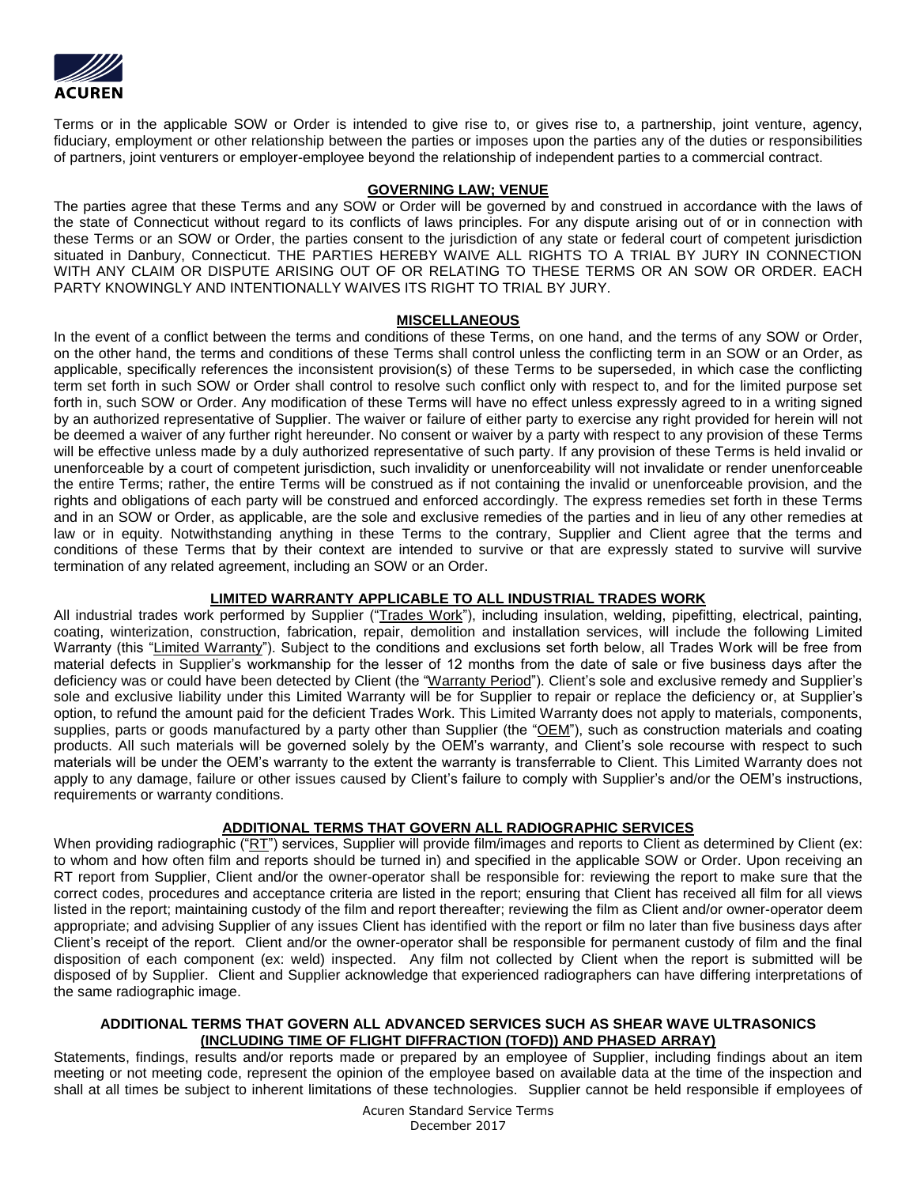Terms or in the applicable SOW or Order is intended to give rise to, or gives rise to, a partnership, joint venture, agency, fiduciary, employment or other relationship between the parties or imposes upon the parties any of the duties or responsibilities of partners, joint venturers or employer-employee beyond the relationship of independent parties to a commercial contract.

**GOVERNING LAW; VENUE**

The parties agree that these Terms and any SOW or Order will be governed by and construed in accordance with the laws of the state of Connecticut without regard to its conflicts of laws principles. For any dispute arising out of or in connection with these Terms or an SOW or Order, the parties consent to the jurisdiction of any state or federal court of competent jurisdiction situated in Danbury, Connecticut. THE PARTIES HEREBY WAIVE ALL RIGHTS TO A TRIAL BY JURY IN CONNECTION WITH ANY CLAIM OR DISPUTE ARISING OUT OF OR RELATING TO THESE TERMS OR AN SOW OR ORDER. EACH PARTY KNOWINGLY AND INTENTIONALLY WAIVES ITS RIGHT TO TRIAL BY JURY.

**MISCELLANEOUS**

In the event of a conflict between the terms and conditions of these Terms, on one hand, and the terms of any SOW or Order, on the other hand, the terms and conditions of these Terms shall control unless the conflicting term in an SOW or an Order, as applicable, specifically references the inconsistent provision(s) of these Terms to be superseded, in which case the conflicting term set forth in such SOW or Order shall control to resolve such conflict only with respect to, and for the limited purpose set forth in, such SOW or Order. Any modification of these Terms will have no effect unless expressly agreed to in a writing signed by an authorized representative of Supplier. The waiver or failure of either party to exercise any right provided for herein will not be deemed a waiver of any further right hereunder. No consent or waiver by a party with respect to any provision of these Terms will be effective unless made by a duly authorized representative of such party. If any provision of these Terms is held invalid or unenforceable by a court of competent jurisdiction, such invalidity or unenforceability will not invalidate or render unenforceable the entire Terms; rather, the entire Terms will be construed as if not containing the invalid or unenforceable provision, and the rights and obligations of each party will be construed and enforced accordingly. The express remedies set forth in these Terms and in an SOW or Order, as applicable, are the sole and exclusive remedies of the parties and in lieu of any other remedies at law or in equity. Notwithstanding anything in these Terms to the contrary, Supplier and Client agree that the terms and conditions of these Terms that by their context are intended to survive or that are expressly stated to survive will survive termination of any related agreement, including an SOW or an Order.

**LIMITED WARRANTY APPLICABLE TO ALL INDUSTRIAL TRADES WORK**

All industrial trades work performed by Supplier ("Trades Work"), including insulation, welding, pipefitting, electrical, painting, coating, winterization, construction, fabrication, repair, demolition and installation services, will include the following Limited Warranty (this "Limited Warranty"). Subject to the conditions and exclusions set forth below, all Trades Work will be free from material defects in Supplier's workmanship for the lesser of 12 months from the date of sale or five business days after the deficiency was or could have been detected by Client (the "Warranty Period"). Client's sole and exclusive remedy and Supplier's sole and exclusive liability under this Limited Warranty will be for Supplier to repair or replace the deficiency or, at Supplier's option, to refund the amount paid for the deficient Trades Work. This Limited Warranty does not apply to materials, components, supplies, parts or goods manufactured by a party other than Supplier (the "OEM"), such as construction materials and coating products. All such materials will be governed solely by the OEM's warranty, and Client's sole recourse with respect to such materials will be under the OEM's warranty to the extent the warranty is transferrable to Client. This Limited Warranty does not apply to any damage, failure or other issues caused by Client's failure to comply with Supplier's and/or the OEM's instructions, requirements or warranty conditions.

**ADDITIONAL TERMS THAT GOVERN ALL RADIOGRAPHIC SERVICES**

When providing radiographic ("RT") services, Supplier will provide film/images and reports to Client as determined by Client (ex: to whom and how often film and reports should be turned in) and specified in the applicable SOW or Order. Upon receiving an RT report from Supplier, Client and/or the owner-operator shall be responsible for: reviewing the report to make sure that the correct codes, procedures and acceptance criteria are listed in the report; ensuring that Client has received all film for all views listed in the report; maintaining custody of the film and report thereafter; reviewing the film as Client and/or owner-operator deem appropriate; and advising Supplier of any issues Client has identified with the report or film no later than five business days after Client's receipt of the report. Client and/or the owner-operator shall be responsible for permanent custody of film and the final disposition of each component (ex: weld) inspected. Any film not collected by Client when the report is submitted will be disposed of by Supplier. Client and Supplier acknowledge that experienced radiographers can have differing interpretations of the same radiographic image.

**ADDITIONAL TERMS THAT GOVERN ALL ADVANCED SERVICES SUCH AS SHEAR WAVE ULTRASONICS (INCLUDING TIME OF FLIGHT DIFFRACTION (TOFD)) AND PHASED ARRAY)**

Statements, findings, results and/or reports made or prepared by an employee of Supplier, including findings about an item meeting or not meeting code, represent the opinion of the employee based on available data at the time of the inspection and shall at all times be subject to inherent limitations of these technologies. Supplier cannot be held responsible if employees of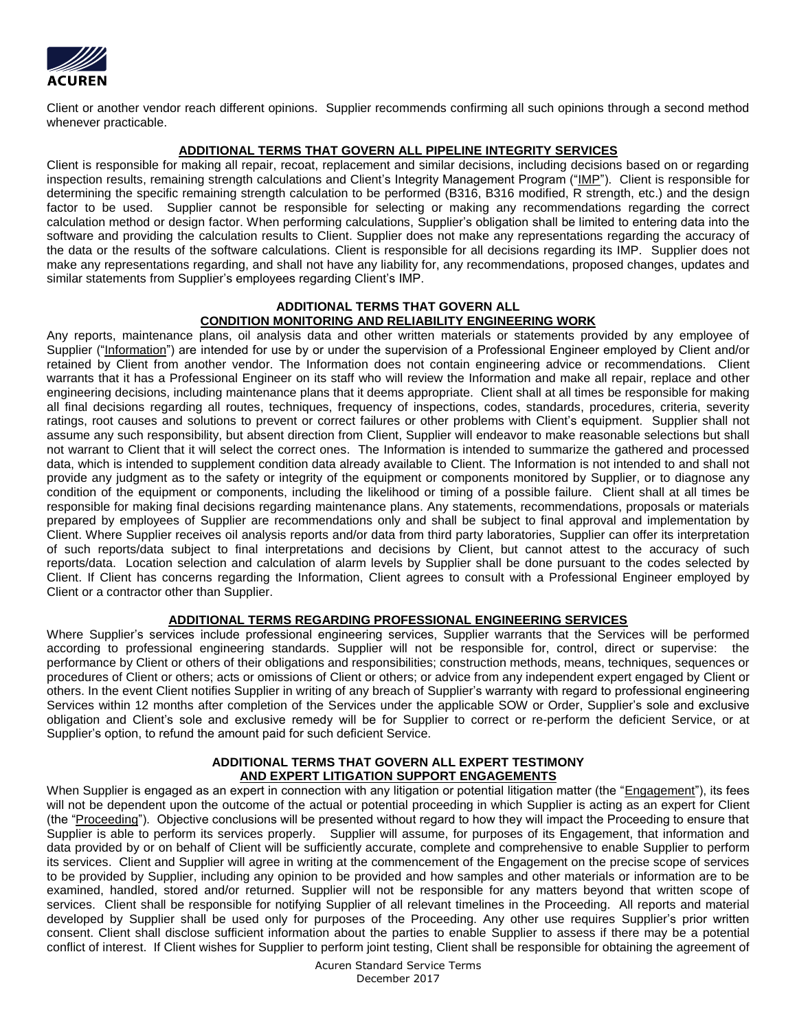Client or another vendor reach different opinions. Supplier recommends confirming all such opinions through a second method whenever practicable.

## ADDITIONAL TERMS THAT GOVERN ALL PIPELINE INTEGRITY SERVICES

Client is responsible for making all repair, recoat, replacement and similar decisions, including decisions based on or regarding inspection results, remaining strength calculations and Client's Integrity Management Program ("IMP"). Client is responsible for determining the specific remaining strength calculation to be performed (B316, B316 modified, R strength, etc.) and the design factor to be used. Supplier cannot be responsible for selecting or making any recommendations regarding the correct calculation method or design factor. When performing calculations, Supplier's obligation shall be limited to entering data into the software and providing the calculation results to Client. Supplier does not make any representations regarding the accuracy of the data or the results of the software calculations. Client is responsible for all decisions regarding its IMP. Supplier does not make any representations regarding, and shall not have any liability for, any recommendations, proposed changes, updates and similar statements from Supplier's employees regarding Client's IMP.

## ADDITIONAL TERMS THAT GOVERN ALL CONDITION MONITORING AND RELIABILITY ENGINEERING WORK

Any reports, maintenance plans, oil analysis data and other written materials or statements provided by any employee of Supplier ("Information") are intended for use by or under the supervision of a Professional Engineer employed by Client and/or retained by Client from another vendor. The Information does not contain engineering advice or recommendations. Client warrants that it has a Professional Engineer on its staff who will review the Information and make all repair, replace and other engineering decisions, including maintenance plans that it deems appropriate. Client shall at all times be responsible for making all final decisions regarding all routes, techniques, frequency of inspections, codes, standards, procedures, criteria, severity ratings, root causes and solutions to prevent or correct failures or other problems with Client's equipment. Supplier shall not assume any such responsibility, but absent direction from Client, Supplier will endeavor to make reasonable selections but shall not warrant to Client that it will select the correct ones. The Information is intended to summarize the gathered and processed data, which is intended to supplement condition data already available to Client. The Information is not intended to and shall not provide any judgment as to the safety or integrity of the equipment or components monitored by Supplier, or to diagnose any condition of the equipment or components, including the likelihood or timing of a possible failure. Client shall at all times be responsible for making final decisions regarding maintenance plans. Any statements, recommendations, proposals or materials prepared by employees of Supplier are recommendations only and shall be subject to final approval and implementation by Client. Where Supplier receives oil analysis reports and/or data from third party laboratories, Supplier can offer its interpretation of such reports/data subject to final interpretations and decisions by Client, but cannot attest to the accuracy of such reports/data. Location selection and calculation of alarm levels by Supplier shall be done pursuant to the codes selected by Client. If Client has concerns regarding the Information, Client agrees to consult with a Professional Engineer employed by Client or a contractor other than Supplier.

## ADDITIONAL TERMS REGARDING PROFESSIONAL ENGINEERING SERVICES

Where Supplier's services include professional engineering services, Supplier warrants that the Services will be performed according to professional engineering standards. Supplier will not be responsible for, control, direct or supervise: the performance by Client or others of their obligations and responsibilities; construction methods, means, techniques, sequences or procedures of Client or others; acts or omissions of Client or others; or advice from any independent expert engaged by Client or others. In the event Client notifies Supplier in writing of any breach of Supplier's warranty with regard to professional engineering Services within 12 months after completion of the Services under the applicable SOW or Order, Supplier's sole and exclusive obligation and Client's sole and exclusive remedy will be for Supplier to correct or re-perform the deficient Service, or at Supplier's option, to refund the amount paid for such deficient Service.

## ADDITIONAL TERMS THAT GOVERN ALL EXPERT TESTIMONY AND EXPERT LITIGATION SUPPORT ENGAGEMENTS

When Supplier is engaged as an expert in connection with any litigation or potential litigation matter (the "Engagement"), its fees will not be dependent upon the outcome of the actual or potential proceeding in which Supplier is acting as an expert for Client (the "Proceeding"). Objective conclusions will be presented without regard to how they will impact the Proceeding to ensure that Supplier is able to perform its services properly. Supplier will assume, for purposes of its Engagement, that information and data provided by or on behalf of Client will be sufficiently accurate, complete and comprehensive to enable Supplier to perform its services. Client and Supplier will agree in writing at the commencement of the Engagement on the precise scope of services to be provided by Supplier, including any opinion to be provided and how samples and other materials or information are to be examined, handled, stored and/or returned. Supplier will not be responsible for any matters beyond that written scope of services. Client shall be responsible for notifying Supplier of all relevant timelines in the Proceeding. All reports and material developed by Supplier shall be used only for purposes of the Proceeding. Any other use requires Supplier's prior written consent. Client shall disclose sufficient information about the parties to enable Supplier to assess if there may be a potential conflict of interest. If Client wishes for Supplier to perform joint testing, Client shall be responsible for obtaining the agreement of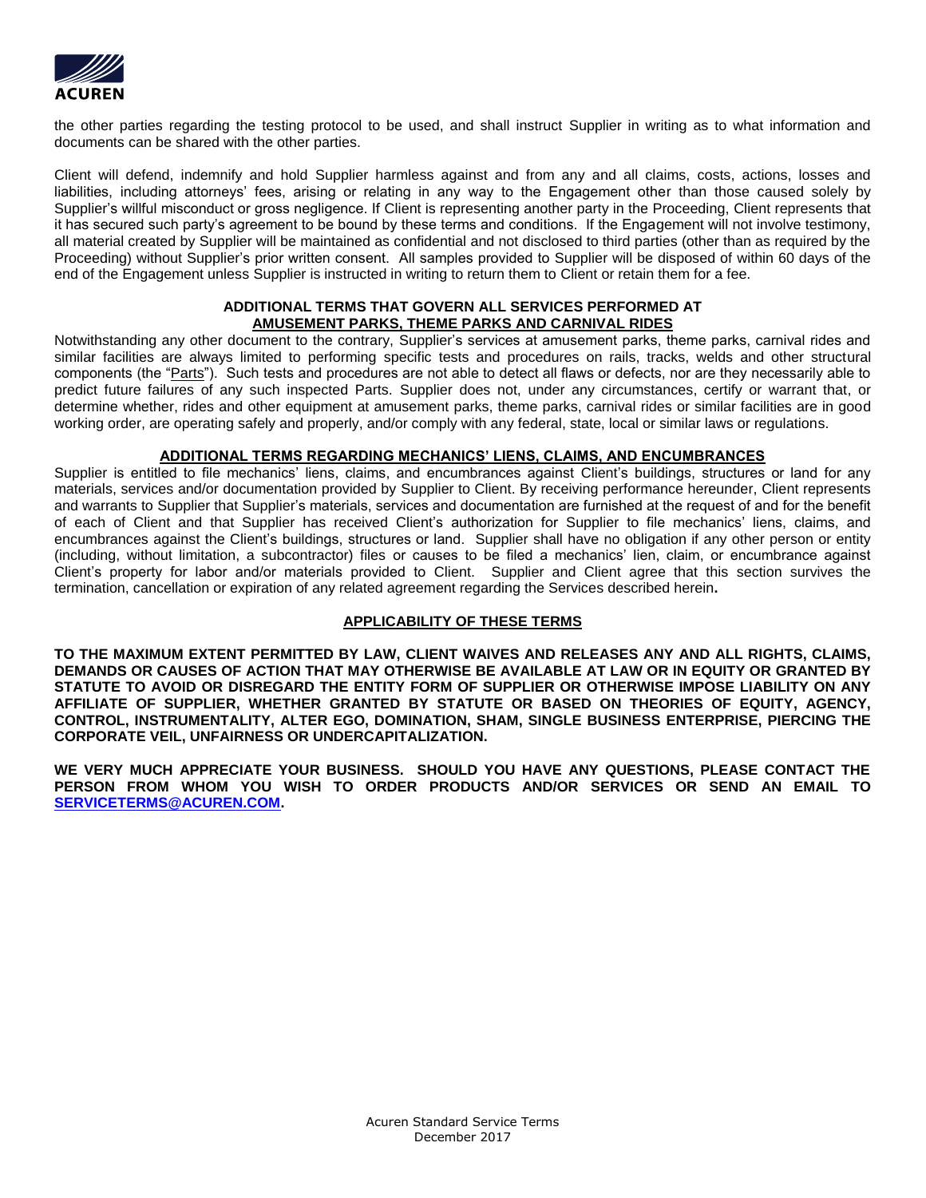the other parties regarding the testing protocol to be used, and shall instruct Supplier in writing as to what information and documents can be shared with the other parties.

Client will defend, indemnify and hold Supplier harmless against and from any and all claims, costs, actions, losses and liabilities, including attorneys' fees, arising or relating in any way to the Engagement other than those caused solely by Supplier's willful misconduct or gross negligence. If Client is representing another party in the Proceeding, Client represents that it has secured such party's agreement to be bound by these terms and conditions. If the Engagement will not involve testimony, all material created by Supplier will be maintained as confidential and not disclosed to third parties (other than as required by the Proceeding) without Supplier's prior written consent. All samples provided to Supplier will be disposed of within 60 days of the end of the Engagement unless Supplier is instructed in writing to return them to Client or retain them for a fee.

**ADDITIONAL TERMS THAT GOVERN ALL SERVICES PERFORMED AT AMUSEMENT PARKS, THEME PARKS AND CARNIVAL RIDES**

Notwithstanding any other document to the contrary, Supplier's services at amusement parks, theme parks, carnival rides and similar facilities are always limited to performing specific tests and procedures on rails, tracks, welds and other structural components (the "Parts"). Such tests and procedures are not able to detect all flaws or defects, nor are they necessarily able to predict future failures of any such inspected Parts. Supplier does not, under any circumstances, certify or warrant that, or determine whether, rides and other equipment at amusement parks, theme parks, carnival rides or similar facilities are in good working order, are operating safely and properly, and/or comply with any federal, state, local or similar laws or regulations.

**ADDITIONAL TERMS REGARDING MECHANICS' LIENS, CLAIMS, AND ENCUMBRANCES**

Supplier is entitled to file mechanics' liens, claims, and encumbrances against Client's buildings, structures or land for any materials, services and/or documentation provided by Supplier to Client. By receiving performance hereunder, Client represents and warrants to Supplier that Supplier's materials, services and documentation are furnished at the request of and for the benefit of each of Client and that Supplier has received Client's authorization for Supplier to file mechanics' liens, claims, and encumbrances against the Client's buildings, structures or land. Supplier shall have no obligation if any other person or entity (including, without limitation, a subcontractor) files or causes to be filed a mechanics' lien, claim, or encumbrance against Client's property for labor and/or materials provided to Client. Supplier and Client agree that this section survives the termination, cancellation or expiration of any related agreement regarding the Services described herein**.**

**APPLICABILITY OF THESE TERMS**

**TO THE MAXIMUM EXTENT PERMITTED BY LAW, CLIENT WAIVES AND RELEASES ANY AND ALL RIGHTS, CLAIMS, DEMANDS OR CAUSES OF ACTION THAT MAY OTHERWISE BE AVAILABLE AT LAW OR IN EQUITY OR GRANTED BY STATUTE TO AVOID OR DISREGARD THE ENTITY FORM OF SUPPLIER OR OTHERWISE IMPOSE LIABILITY ON ANY AFFILIATE OF SUPPLIER, WHETHER GRANTED BY STATUTE OR BASED ON THEORIES OF EQUITY, AGENCY, CONTROL, INSTRUMENTALITY, ALTER EGO, DOMINATION, SHAM, SINGLE BUSINESS ENTERPRISE, PIERCING THE CORPORATE VEIL, UNFAIRNESS OR UNDERCAPITALIZATION.**

**WE VERY MUCH APPRECIATE YOUR BUSINESS. SHOULD YOU HAVE ANY QUESTIONS, PLEASE CONTACT THE PERSON FROM WHOM YOU WISH TO ORDER PRODUCTS AND/OR SERVICES OR SEND AN EMAIL TO [SERVICETERMS@ACUREN.COM](mailto:SERVICETERMS@ACUREN.COM).**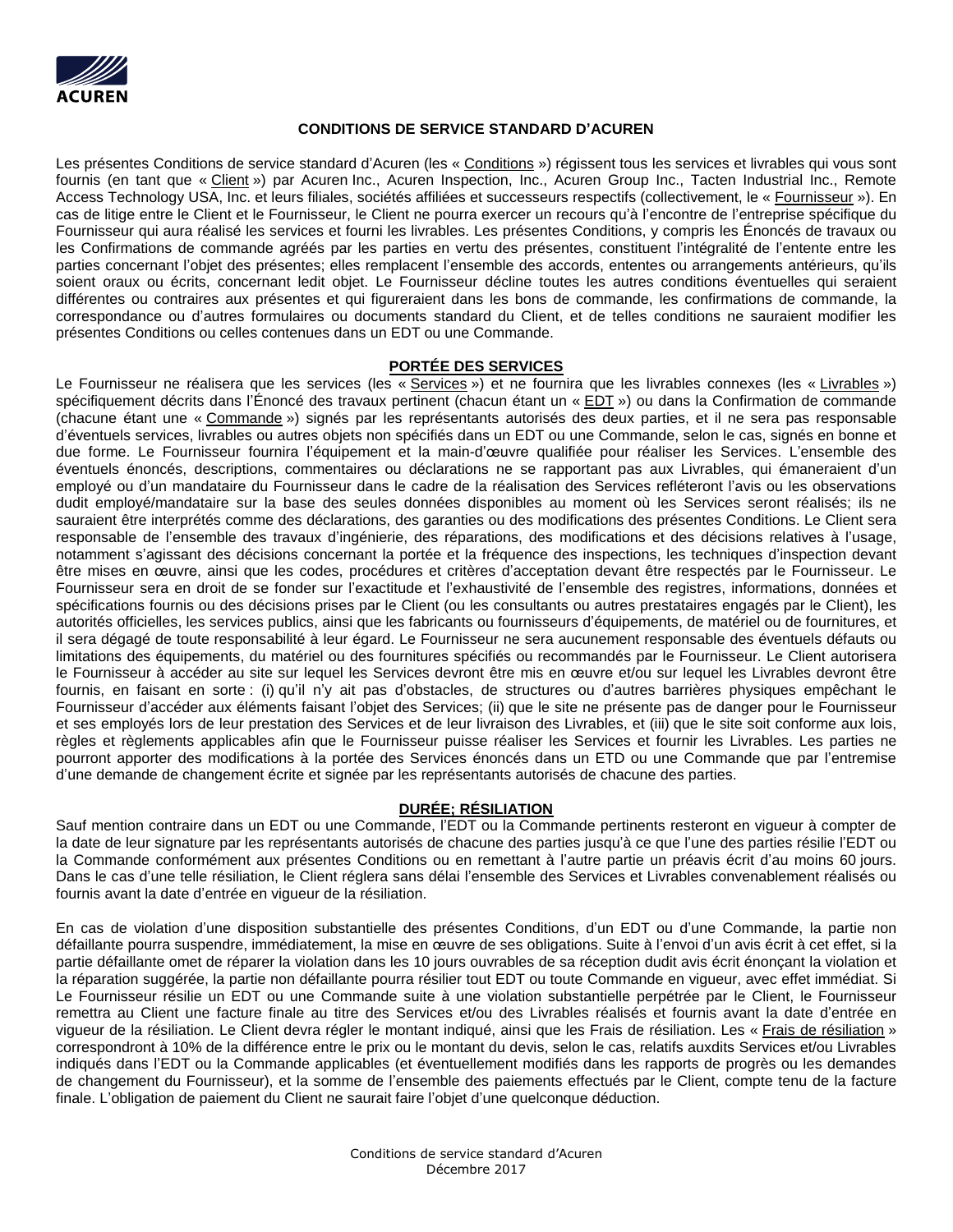**CONDITIONS DE SERVICE STANDARD D'ACUREN**

Les présentes Conditions de service standard d'Acuren (les « Conditions ») régissent tous les services et livrables qui vous sont fournis (en tant que « Client ») par Acuren Inc., Acuren Inspection, Inc., Acuren Group Inc., Tacten Industrial Inc., Remote Access Technology USA, Inc. et leurs filiales, sociétés affiliées et successeurs respectifs (collectivement, le « Fournisseur »). En cas de litige entre le Client et le Fournisseur, le Client ne pourra exercer un recours qu'à l'encontre de l'entreprise spécifique du Fournisseur qui aura réalisé les services et fourni les livrables. Les présentes Conditions, y compris les Énoncés de travaux ou les Confirmations de commande agréés par les parties en vertu des présentes, constituent l'intégralité de l'entente entre les parties concernant l'objet des présentes; elles remplacent l'ensemble des accords, ententes ou arrangements antérieurs, qu'ils soient oraux ou écrits, concernant ledit objet. Le Fournisseur décline toutes les autres conditions éventuelles qui seraient différentes ou contraires aux présentes et qui figureraient dans les bons de commande, les confirmations de commande, la correspondance ou d'autres formulaires ou documents standard du Client, et de telles conditions ne sauraient modifier les présentes Conditions ou celles contenues dans un EDT ou une Commande.

**PORTÉE DES SERVICES**

Le Fournisseur ne réalisera que les services (les « Services ») et ne fournira que les livrables connexes (les « Livrables ») spécifiquement décrits dans l'Énoncé des travaux pertinent (chacun étant un « EDT ») ou dans la Confirmation de commande (chacune étant une « Commande ») signés par les représentants autorisés des deux parties, et il ne sera pas responsable d'éventuels services, livrables ou autres objets non spécifiés dans un EDT ou une Commande, selon le cas, signés en bonne et due forme. Le Fournisseur fournira l'équipement et la main-d'œuvre qualifiée pour réaliser les Services. L'ensemble des éventuels énoncés, descriptions, commentaires ou déclarations ne se rapportant pas aux Livrables, qui émaneraient d'un employé ou d'un mandataire du Fournisseur dans le cadre de la réalisation des Services refléteront l'avis ou les observations dudit employé/mandataire sur la base des seules données disponibles au moment où les Services seront réalisés; ils ne sauraient être interprétés comme des déclarations, des garanties ou des modifications des présentes Conditions. Le Client sera responsable de l'ensemble des travaux d'ingénierie, des réparations, des modifications et des décisions relatives à l'usage, notamment s'agissant des décisions concernant la portée et la fréquence des inspections, les techniques d'inspection devant être mises en œuvre, ainsi que les codes, procédures et critères d'acceptation devant être respectés par le Fournisseur. Le Fournisseur sera en droit de se fonder sur l'exactitude et l'exhaustivité de l'ensemble des registres, informations, données et spécifications fournis ou des décisions prises par le Client (ou les consultants ou autres prestataires engagés par le Client), les autorités officielles, les services publics, ainsi que les fabricants ou fournisseurs d'équipements, de matériel ou de fournitures, et il sera dégagé de toute responsabilité à leur égard. Le Fournisseur ne sera aucunement responsable des éventuels défauts ou limitations des équipements, du matériel ou des fournitures spécifiés ou recommandés par le Fournisseur. Le Client autorisera le Fournisseur à accéder au site sur lequel les Services devront être mis en œuvre et/ou sur lequel les Livrables devront être fournis, en faisant en sorte : (i) qu'il n'y ait pas d'obstacles, de structures ou d'autres barrières physiques empêchant le Fournisseur d'accéder aux éléments faisant l'objet des Services; (ii) que le site ne présente pas de danger pour le Fournisseur et ses employés lors de leur prestation des Services et de leur livraison des Livrables, et (iii) que le site soit conforme aux lois, règles et règlements applicables afin que le Fournisseur puisse réaliser les Services et fournir les Livrables. Les parties ne pourront apporter des modifications à la portée des Services énoncés dans un ETD ou une Commande que par l'entremise d'une demande de changement écrite et signée par les représentants autorisés de chacune des parties.

**DURÉE; RÉSILIATION**

Sauf mention contraire dans un EDT ou une Commande, l'EDT ou la Commande pertinents resteront en vigueur à compter de la date de leur signature par les représentants autorisés de chacune des parties jusqu'à ce que l'une des parties résilie l'EDT ou la Commande conformément aux présentes Conditions ou en remettant à l'autre partie un préavis écrit d'au moins 60 jours. Dans le cas d'une telle résiliation, le Client réglera sans délai l'ensemble des Services et Livrables convenablement réalisés ou fournis avant la date d'entrée en vigueur de la résiliation.

En cas de violation d'une disposition substantielle des présentes Conditions, d'un EDT ou d'une Commande, la partie non défaillante pourra suspendre, immédiatement, la mise en œuvre de ses obligations. Suite à l'envoi d'un avis écrit à cet effet, si la partie défaillante omet de réparer la violation dans les 10 jours ouvrables de sa réception dudit avis écrit énonçant la violation et la réparation suggérée, la partie non défaillante pourra résilier tout EDT ou toute Commande en vigueur, avec effet immédiat. Si Le Fournisseur résilie un EDT ou une Commande suite à une violation substantielle perpétrée par le Client, le Fournisseur remettra au Client une facture finale au titre des Services et/ou des Livrables réalisés et fournis avant la date d'entrée en vigueur de la résiliation. Le Client devra régler le montant indiqué, ainsi que les Frais de résiliation. Les « Frais de résiliation » correspondront à 10% de la différence entre le prix ou le montant du devis, selon le cas, relatifs auxdits Services et/ou Livrables indiqués dans l'EDT ou la Commande applicables (et éventuellement modifiés dans les rapports de progrès ou les demandes de changement du Fournisseur), et la somme de l'ensemble des paiements effectués par le Client, compte tenu de la facture finale. L'obligation de paiement du Client ne saurait faire l'objet d'une quelconque déduction.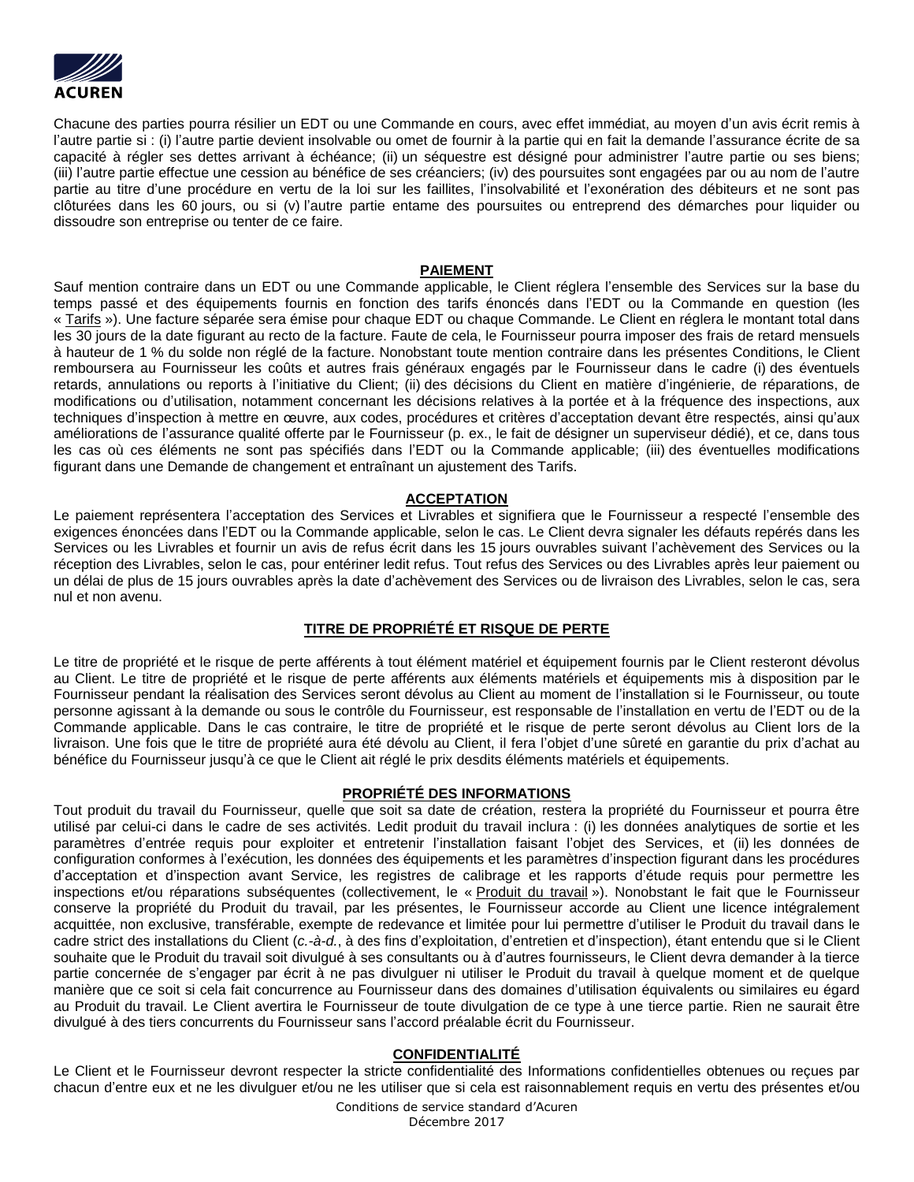Chacune des parties pourra résilier un EDT ou une Commande en cours, avec effet immédiat, au moyen d'un avis écrit remis à l'autre partie si : (i) l'autre partie devient insolvable ou omet de fournir à la partie qui en fait la demande l'assurance écrite de sa capacité à régler ses dettes arrivant à échéance; (ii) un séquestre est désigné pour administrer l'autre partie ou ses biens; (iii) l'autre partie effectue une cession au bénéfice de ses créanciers; (iv) des poursuites sont engagées par ou au nom de l'autre partie au titre d'une procédure en vertu de la loi sur les faillites, l'insolvabilité et l'exonération des débiteurs et ne sont pas clôturées dans les 60 jours, ou si (v) l'autre partie entame des poursuites ou entreprend des démarches pour liquider ou dissoudre son entreprise ou tenter de ce faire.

## PAIEMENT

Sauf mention contraire dans un EDT ou une Commande applicable, le Client réglera l'ensemble des Services sur la base du temps passé et des équipements fournis en fonction des tarifs énoncés dans l'EDT ou la Commande en question (les « Tarifs »). Une facture séparée sera émise pour chaque EDT ou chaque Commande. Le Client en réglera le montant total dans les 30 jours de la date figurant au recto de la facture. Faute de cela, le Fournisseur pourra imposer des frais de retard mensuels à hauteur de 1 % du solde non réglé de la facture. Nonobstant toute mention contraire dans les présentes Conditions, le Client remboursera au Fournisseur les coûts et autres frais généraux engagés par le Fournisseur dans le cadre (i) des éventuels retards, annulations ou reports à l'initiative du Client; (ii) des décisions du Client en matière d'ingénierie, de réparations, de modifications ou d'utilisation, notamment concernant les décisions relatives à la portée et à la fréquence des inspections, aux techniques d'inspection à mettre en œuvre, aux codes, procédures et critères d'acceptation devant être respectés, ainsi qu'aux améliorations de l'assurance qualité offerte par le Fournisseur (p. ex., le fait de désigner un superviseur dédié), et ce, dans tous les cas où ces éléments ne sont pas spécifiés dans l'EDT ou la Commande applicable; (iii) des éventuelles modifications figurant dans une Demande de changement et entraînant un ajustement des Tarifs.

## ACCEPTATION

Le paiement représentera l'acceptation des Services et Livrables et signifiera que le Fournisseur a respecté l'ensemble des exigences énoncées dans l'EDT ou la Commande applicable, selon le cas. Le Client devra signaler les défauts repérés dans les Services ou les Livrables et fournir un avis de refus écrit dans les 15 jours ouvrables suivant l'achèvement des Services ou la réception des Livrables, selon le cas, pour entériner ledit refus. Tout refus des Services ou des Livrables après leur paiement ou un délai de plus de 15 jours ouvrables après la date d'achèvement des Services ou de livraison des Livrables, selon le cas, sera nul et non avenu.

## TITRE DE PROPRIÉTÉ ET RISQUE DE PERTE

Le titre de propriété et le risque de perte afférents à tout élément matériel et équipement fournis par le Client resteront dévolus au Client. Le titre de propriété et le risque de perte afférents aux éléments matériels et équipements mis à disposition par le Fournisseur pendant la réalisation des Services seront dévolus au Client au moment de l'installation si le Fournisseur, ou toute personne agissant à la demande ou sous le contrôle du Fournisseur, est responsable de l'installation en vertu de l'EDT ou de la Commande applicable. Dans le cas contraire, le titre de propriété et le risque de perte seront dévolus au Client lors de la livraison. Une fois que le titre de propriété aura été dévolu au Client, il fera l'objet d'une sûreté en garantie du prix d'achat au bénéfice du Fournisseur jusqu'à ce que le Client ait réglé le prix desdits éléments matériels et équipements.

## PROPRIÉTÉ DES INFORMATIONS

Tout produit du travail du Fournisseur, quelle que soit sa date de création, restera la propriété du Fournisseur et pourra être utilisé par celui-ci dans le cadre de ses activités. Ledit produit du travail inclura : (i) les données analytiques de sortie et les paramètres d'entrée requis pour exploiter et entretenir l'installation faisant l'objet des Services, et (ii) les données de configuration conformes à l'exécution, les données des équipements et les paramètres d'inspection figurant dans les procédures d'acceptation et d'inspection avant Service, les registres de calibrage et les rapports d'étude requis pour permettre les inspections et/ou réparations subséquentes (collectivement, le « Produit du travail »). Nonobstant le fait que le Fournisseur conserve la propriété du Produit du travail, par les présentes, le Fournisseur accorde au Client une licence intégralement acquittée, non exclusive, transférable, exempte de redevance et limitée pour lui permettre d'utiliser le Produit du travail dans le cadre strict des installations du Client (*c.-à-d.*, à des fins d'exploitation, d'entretien et d'inspection), étant entendu que si le Client souhaite que le Produit du travail soit divulgué à ses consultants ou à d'autres fournisseurs, le Client devra demander à la tierce partie concernée de s'engager par écrit à ne pas divulguer ni utiliser le Produit du travail à quelque moment et de quelque manière que ce soit si cela fait concurrence au Fournisseur dans des domaines d'utilisation équivalents ou similaires eu égard au Produit du travail. Le Client avertira le Fournisseur de toute divulgation de ce type à une tierce partie. Rien ne saurait être divulgué à des tiers concurrents du Fournisseur sans l'accord préalable écrit du Fournisseur.

## CONFIDENTIALITÉ

Le Client et le Fournisseur devront respecter la stricte confidentialité des Informations confidentielles obtenues ou reçues par chacun d'entre eux et ne les divulguer et/ou ne les utiliser que si cela est raisonnablement requis en vertu des présentes et/ou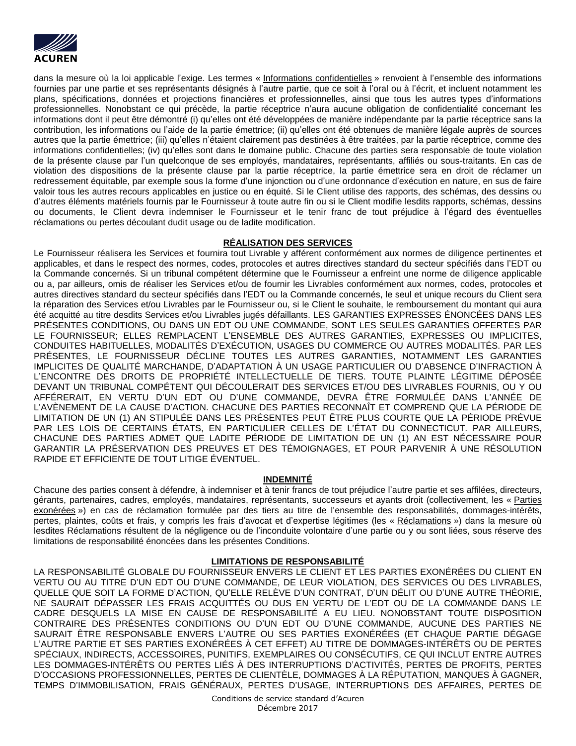dans la mesure où la loi applicable l'exige. Les termes « Informations confidentielles » renvoient à l'ensemble des informations fournies par une partie et ses représentants désignés à l'autre partie, que ce soit à l'oral ou à l'écrit, et incluent notamment les plans, spécifications, données et projections financières et professionnelles, ainsi que tous les autres types d'informations professionnelles. Nonobstant ce qui précède, la partie réceptrice n'aura aucune obligation de confidentialité concernant les informations dont il peut être démontré (i) qu'elles ont été développées de manière indépendante par la partie réceptrice sans la contribution, les informations ou l'aide de la partie émettrice; (ii) qu'elles ont été obtenues de manière légale auprès de sources autres que la partie émettrice; (iii) qu'elles n'étaient clairement pas destinées à être traitées, par la partie réceptrice, comme des informations confidentielles; (iv) qu'elles sont dans le domaine public. Chacune des parties sera responsable de toute violation de la présente clause par l'un quelconque de ses employés, mandataires, représentants, affiliés ou sous-traitants. En cas de violation des dispositions de la présente clause par la partie réceptrice, la partie émettrice sera en droit de réclamer un redressement équitable, par exemple sous la forme d'une injonction ou d'une ordonnance d'exécution en nature, en sus de faire valoir tous les autres recours applicables en justice ou en équité. Si le Client utilise des rapports, des schémas, des dessins ou d'autres éléments matériels fournis par le Fournisseur à toute autre fin ou si le Client modifie lesdits rapports, schémas, dessins ou documents, le Client devra indemniser le Fournisseur et le tenir franc de tout préjudice à l'égard des éventuelles réclamations ou pertes découlant dudit usage ou de ladite modification.

## RÉALISATION DES SERVICES

Le Fournisseur réalisera les Services et fournira tout Livrable y afférent conformément aux normes de diligence pertinentes et applicables, et dans le respect des normes, codes, protocoles et autres directives standard du secteur spécifiés dans l'EDT ou la Commande concernés. Si un tribunal compétent détermine que le Fournisseur a enfreint une norme de diligence applicable ou a, par ailleurs, omis de réaliser les Services et/ou de fournir les Livrables conformément aux normes, codes, protocoles et autres directives standard du secteur spécifiés dans l'EDT ou la Commande concernés, le seul et unique recours du Client sera la réparation des Services et/ou Livrables par le Fournisseur ou, si le Client le souhaite, le remboursement du montant qui aura été acquitté au titre desdits Services et/ou Livrables jugés défaillants. LES GARANTIES EXPRESSES ÉNONCÉES DANS LES PRÉSENTES CONDITIONS, OU DANS UN EDT OU UNE COMMANDE, SONT LES SEULES GARANTIES OFFERTES PAR LE FOURNISSEUR; ELLES REMPLACENT L'ENSEMBLE DES AUTRES GARANTIES, EXPRESSES OU IMPLICITES, CONDUITES HABITUELLES, MODALITÉS D'EXÉCUTION, USAGES DU COMMERCE OU AUTRES MODALITÉS. PAR LES PRÉSENTES, LE FOURNISSEUR DÉCLINE TOUTES LES AUTRES GARANTIES, NOTAMMENT LES GARANTIES IMPLICITES DE QUALITÉ MARCHANDE, D'ADAPTATION À UN USAGE PARTICULIER OU D'ABSENCE D'INFRACTION À L'ENCONTRE DES DROITS DE PROPRIÉTÉ INTELLECTUELLE DE TIERS. TOUTE PLAINTE LÉGITIME DÉPOSÉE DEVANT UN TRIBUNAL COMPÉTENT QUI DÉCOULERAIT DES SERVICES ET/OU DES LIVRABLES FOURNIS, OU Y OU AFFÉRERAIT, EN VERTU D'UN EDT OU D'UNE COMMANDE, DEVRA ÊTRE FORMULÉE DANS L'ANNÉE DE L'AVÈNEMENT DE LA CAUSE D'ACTION. CHACUNE DES PARTIES RECONNAÎT ET COMPREND QUE LA PÉRIODE DE LIMITATION DE UN (1) AN STIPULÉE DANS LES PRÉSENTES PEUT ÊTRE PLUS COURTE QUE LA PÉRIODE PRÉVUE PAR LES LOIS DE CERTAINS ÉTATS, EN PARTICULIER CELLES DE L'ÉTAT DU CONNECTICUT. PAR AILLEURS, CHACUNE DES PARTIES ADMET QUE LADITE PÉRIODE DE LIMITATION DE UN (1) AN EST NÉCESSAIRE POUR GARANTIR LA PRÉSERVATION DES PREUVES ET DES TÉMOIGNAGES, ET POUR PARVENIR À UNE RÉSOLUTION RAPIDE ET EFFICIENTE DE TOUT LITIGE ÉVENTUEL.

## INDEMNITÉ

Chacune des parties consent à défendre, à indemniser et à tenir francs de tout préjudice l'autre partie et ses affilées, directeurs, gérants, partenaires, cadres, employés, mandataires, représentants, successeurs et ayants droit (collectivement, les « Parties exonérées ») en cas de réclamation formulée par des tiers au titre de l'ensemble des responsabilités, dommages-intérêts, pertes, plaintes, coûts et frais, y compris les frais d'avocat et d'expertise légitimes (les « Réclamations ») dans la mesure où lesdites Réclamations résultent de la négligence ou de l'inconduite volontaire d'une partie ou y ou sont liées, sous réserve des limitations de responsabilité énoncées dans les présentes Conditions.

## LIMITATIONS DE RESPONSABILITÉ

LA RESPONSABILITÉ GLOBALE DU FOURNISSEUR ENVERS LE CLIENT ET LES PARTIES EXONÉRÉES DU CLIENT EN VERTU OU AU TITRE D'UN EDT OU D'UNE COMMANDE, DE LEUR VIOLATION, DES SERVICES OU DES LIVRABLES, QUELLE QUE SOIT LA FORME D'ACTION, QU'ELLE RELÈVE D'UN CONTRAT, D'UN DÉLIT OU D'UNE AUTRE THÉORIE, NE SAURAIT DÉPASSER LES FRAIS ACQUITTÉS OU DUS EN VERTU DE L'EDT OU DE LA COMMANDE DANS LE CADRE DESQUELS LA MISE EN CAUSE DE RESPONSABILITÉ A EU LIEU. NONOBSTANT TOUTE DISPOSITION CONTRAIRE DES PRÉSENTES CONDITIONS OU D'UN EDT OU D'UNE COMMANDE, AUCUNE DES PARTIES NE SAURAIT ÊTRE RESPONSABLE ENVERS L'AUTRE OU SES PARTIES EXONÉRÉES (ET CHAQUE PARTIE DÉGAGE L'AUTRE PARTIE ET SES PARTIES EXONÉRÉES À CET EFFET) AU TITRE DE DOMMAGES-INTÉRÊTS OU DE PERTES SPÉCIAUX, INDIRECTS, ACCESSOIRES, PUNITIFS, EXEMPLAIRES OU CONSÉCUTIFS, CE QUI INCLUT ENTRE AUTRES LES DOMMAGES-INTÉRÊTS OU PERTES LIÉS À DES INTERRUPTIONS D'ACTIVITÉS, PERTES DE PROFITS, PERTES D'OCCASIONS PROFESSIONNELLES, PERTES DE CLIENTÈLE, DOMMAGES À LA RÉPUTATION, MANQUES À GAGNER, TEMPS D'IMMOBILISATION, FRAIS GÉNÉRAUX, PERTES D'USAGE, INTERRUPTIONS DES AFFAIRES, PERTES DE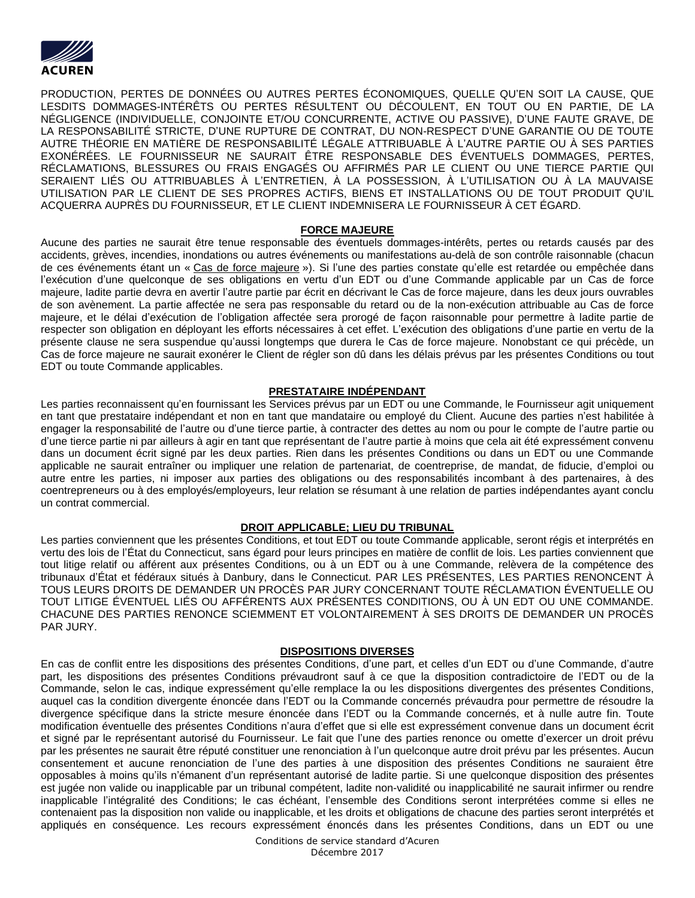PRODUCTION, PERTES DE DONNÉES OU AUTRES PERTES ÉCONOMIQUES, QUELLE QU'EN SOIT LA CAUSE, QUE LESDITS DOMMAGES-INTÉRÊTS OU PERTES RÉSULTENT OU DÉCOULENT, EN TOUT OU EN PARTIE, DE LA NÉGLIGENCE (INDIVIDUELLE, CONJOINTE ET/OU CONCURRENTE, ACTIVE OU PASSIVE), D'UNE FAUTE GRAVE, DE LA RESPONSABILITÉ STRICTE, D'UNE RUPTURE DE CONTRAT, DU NON-RESPECT D'UNE GARANTIE OU DE TOUTE AUTRE THÉORIE EN MATIÈRE DE RESPONSABILITÉ LÉGALE ATTRIBUABLE À L'AUTRE PARTIE OU À SES PARTIES EXONÉRÉES. LE FOURNISSEUR NE SAURAIT ÊTRE RESPONSABLE DES ÉVENTUELS DOMMAGES, PERTES, RÉCLAMATIONS, BLESSURES OU FRAIS ENGAGÉS OU AFFIRMÉS PAR LE CLIENT OU UNE TIERCE PARTIE QUI SERAIENT LIÉS OU ATTRIBUABLES À L'ENTRETIEN, À LA POSSESSION, À L'UTILISATION OU À LA MAUVAISE UTILISATION PAR LE CLIENT DE SES PROPRES ACTIFS, BIENS ET INSTALLATIONS OU DE TOUT PRODUIT QU'IL ACQUERRA AUPRÈS DU FOURNISSEUR, ET LE CLIENT INDEMNISERA LE FOURNISSEUR À CET ÉGARD.

## FORCE MAJEURE

Aucune des parties ne saurait être tenue responsable des éventuels dommages-intérêts, pertes ou retards causés par des accidents, grèves, incendies, inondations ou autres événements ou manifestations au-delà de son contrôle raisonnable (chacun de ces événements étant un « Cas de force majeure »). Si l'une des parties constate qu'elle est retardée ou empêchée dans l'exécution d'une quelconque de ses obligations en vertu d'un EDT ou d'une Commande applicable par un Cas de force majeure, ladite partie devra en avertir l'autre partie par écrit en décrivant le Cas de force majeure, dans les deux jours ouvrables de son avènement. La partie affectée ne sera pas responsable du retard ou de la non-exécution attribuable au Cas de force majeure, et le délai d'exécution de l'obligation affectée sera prorogé de façon raisonnable pour permettre à ladite partie de respecter son obligation en déployant les efforts nécessaires à cet effet. L'exécution des obligations d'une partie en vertu de la présente clause ne sera suspendue qu'aussi longtemps que durera le Cas de force majeure. Nonobstant ce qui précède, un Cas de force majeure ne saurait exonérer le Client de régler son dû dans les délais prévus par les présentes Conditions ou tout EDT ou toute Commande applicables.

## PRESTATAIRE INDÉPENDANT

Les parties reconnaissent qu'en fournissant les Services prévus par un EDT ou une Commande, le Fournisseur agit uniquement en tant que prestataire indépendant et non en tant que mandataire ou employé du Client. Aucune des parties n'est habilitée à engager la responsabilité de l'autre ou d'une tierce partie, à contracter des dettes au nom ou pour le compte de l'autre partie ou d'une tierce partie ni par ailleurs à agir en tant que représentant de l'autre partie à moins que cela ait été expressément convenu dans un document écrit signé par les deux parties. Rien dans les présentes Conditions ou dans un EDT ou une Commande applicable ne saurait entraîner ou impliquer une relation de partenariat, de coentreprise, de mandat, de fiducie, d'emploi ou autre entre les parties, ni imposer aux parties des obligations ou des responsabilités incombant à des partenaires, à des coentrepreneurs ou à des employés/employeurs, leur relation se résumant à une relation de parties indépendantes ayant conclu un contrat commercial.

## DROIT APPLICABLE; LIEU DU TRIBUNAL

Les parties conviennent que les présentes Conditions, et tout EDT ou toute Commande applicable, seront régis et interprétés en vertu des lois de l'État du Connecticut, sans égard pour leurs principes en matière de conflit de lois. Les parties conviennent que tout litige relatif ou afférent aux présentes Conditions, ou à un EDT ou à une Commande, relèvera de la compétence des tribunaux d'État et fédéraux situés à Danbury, dans le Connecticut. PAR LES PRÉSENTES, LES PARTIES RENONCENT À TOUS LEURS DROITS DE DEMANDER UN PROCÈS PAR JURY CONCERNANT TOUTE RÉCLAMATION ÉVENTUELLE OU TOUT LITIGE ÉVENTUEL LIÉS OU AFFÉRENTS AUX PRÉSENTES CONDITIONS, OU À UN EDT OU UNE COMMANDE. CHACUNE DES PARTIES RENONCE SCIEMMENT ET VOLONTAIREMENT À SES DROITS DE DEMANDER UN PROCÈS PAR JURY.

## DISPOSITIONS DIVERSES

En cas de conflit entre les dispositions des présentes Conditions, d'une part, et celles d'un EDT ou d'une Commande, d'autre part, les dispositions des présentes Conditions prévaudront sauf à ce que la disposition contradictoire de l'EDT ou de la Commande, selon le cas, indique expressément qu'elle remplace la ou les dispositions divergentes des présentes Conditions, auquel cas la condition divergente énoncée dans l'EDT ou la Commande concernés prévaudra pour permettre de résoudre la divergence spécifique dans la stricte mesure énoncée dans l'EDT ou la Commande concernés, et à nulle autre fin. Toute modification éventuelle des présentes Conditions n'aura d'effet que si elle est expressément convenue dans un document écrit et signé par le représentant autorisé du Fournisseur. Le fait que l'une des parties renonce ou omette d'exercer un droit prévu par les présentes ne saurait être réputé constituer une renonciation à l'un quelconque autre droit prévu par les présentes. Aucun consentement et aucune renonciation de l'une des parties à une disposition des présentes Conditions ne sauraient être opposables à moins qu'ils n'émanent d'un représentant autorisé de ladite partie. Si une quelconque disposition des présentes est jugée non valide ou inapplicable par un tribunal compétent, ladite non-validité ou inapplicabilité ne saurait infirmer ou rendre inapplicable l'intégralité des Conditions; le cas échéant, l'ensemble des Conditions seront interprétées comme si elles ne contenaient pas la disposition non valide ou inapplicable, et les droits et obligations de chacune des parties seront interprétés et appliqués en conséquence. Les recours expressément énoncés dans les présentes Conditions, dans un EDT ou une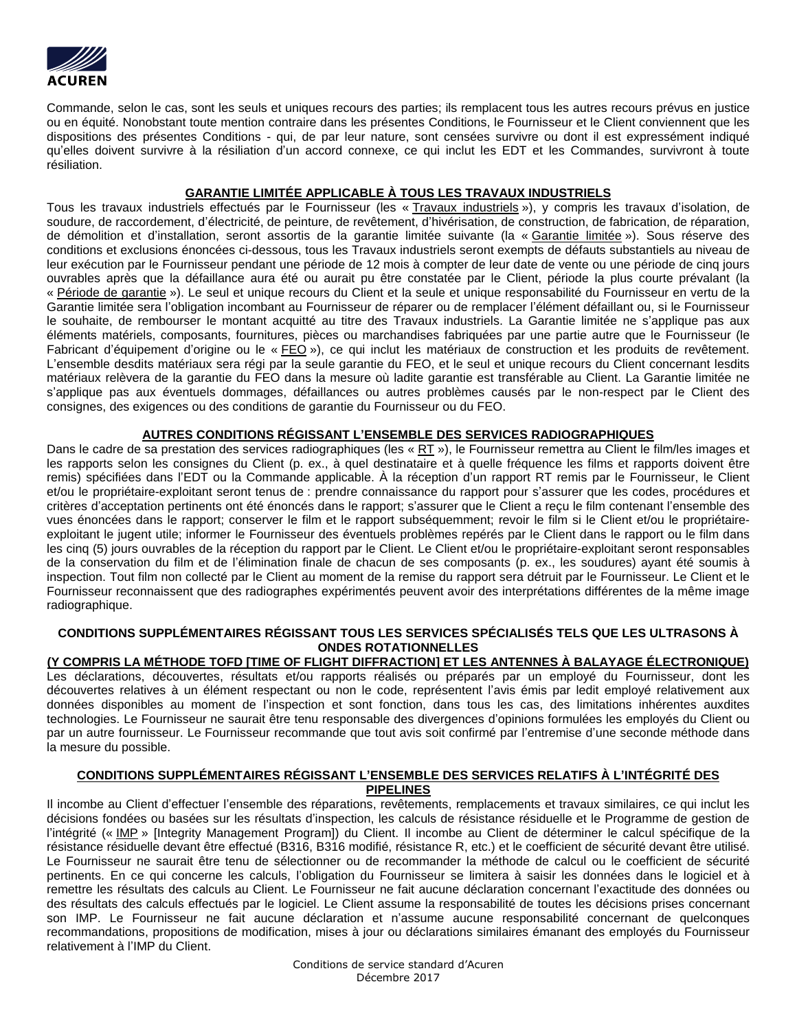Commande, selon le cas, sont les seuls et uniques recours des parties; ils remplacent tous les autres recours prévus en justice ou en équité. Nonobstant toute mention contraire dans les présentes Conditions, le Fournisseur et le Client conviennent que les dispositions des présentes Conditions - qui, de par leur nature, sont censées survivre ou dont il est expressément indiqué qu'elles doivent survivre à la résiliation d'un accord connexe, ce qui inclut les EDT et les Commandes, survivront à toute résiliation.

## GARANTIE LIMITÉE APPLICABLE À TOUS LES TRAVAUX INDUSTRIELS

Tous les travaux industriels effectués par le Fournisseur (les « Travaux industriels »), y compris les travaux d'isolation, de soudure, de raccordement, d'électricité, de peinture, de revêtement, d'hivérisation, de construction, de fabrication, de réparation, de démolition et d'installation, seront assortis de la garantie limitée suivante (la « Garantie limitée »). Sous réserve des conditions et exclusions énoncées ci-dessous, tous les Travaux industriels seront exempts de défauts substantiels au niveau de leur exécution par le Fournisseur pendant une période de 12 mois à compter de leur date de vente ou une période de cinq jours ouvrables après que la défaillance aura été ou aurait pu être constatée par le Client, période la plus courte prévalant (la « Période de garantie »). Le seul et unique recours du Client et la seule et unique responsabilité du Fournisseur en vertu de la Garantie limitée sera l'obligation incombant au Fournisseur de réparer ou de remplacer l'élément défaillant ou, si le Fournisseur le souhaite, de rembourser le montant acquitté au titre des Travaux industriels. La Garantie limitée ne s'applique pas aux éléments matériels, composants, fournitures, pièces ou marchandises fabriquées par une partie autre que le Fournisseur (le Fabricant d'équipement d'origine ou le « FEO »), ce qui inclut les matériaux de construction et les produits de revêtement. L'ensemble desdits matériaux sera régi par la seule garantie du FEO, et le seul et unique recours du Client concernant lesdits matériaux relèvera de la garantie du FEO dans la mesure où ladite garantie est transférable au Client. La Garantie limitée ne s'applique pas aux éventuels dommages, défaillances ou autres problèmes causés par le non-respect par le Client des consignes, des exigences ou des conditions de garantie du Fournisseur ou du FEO.

## AUTRES CONDITIONS RÉGISSANT L'ENSEMBLE DES SERVICES RADIOGRAPHIQUES

Dans le cadre de sa prestation des services radiographiques (les « RT »), le Fournisseur remettra au Client le film/les images et les rapports selon les consignes du Client (p. ex., à quel destinataire et à quelle fréquence les films et rapports doivent être remis) spécifiées dans l'EDT ou la Commande applicable. À la réception d'un rapport RT remis par le Fournisseur, le Client et/ou le propriétaire-exploitant seront tenus de : prendre connaissance du rapport pour s'assurer que les codes, procédures et critères d'acceptation pertinents ont été énoncés dans le rapport; s'assurer que le Client a reçu le film contenant l'ensemble des vues énoncées dans le rapport; conserver le film et le rapport subséquemment; revoir le film si le Client et/ou le propriétaire-exploitant le jugent utile; informer le Fournisseur des éventuels problèmes repérés par le Client dans le rapport ou le film dans les cinq (5) jours ouvrables de la réception du rapport par le Client. Le Client et/ou le propriétaire-exploitant seront responsables de la conservation du film et de l'élimination finale de chacun de ses composants (p. ex., les soudures) ayant été soumis à inspection. Tout film non collecté par le Client au moment de la remise du rapport sera détruit par le Fournisseur. Le Client et le Fournisseur reconnaissent que des radiographes expérimentés peuvent avoir des interprétations différentes de la même image radiographique.

## CONDITIONS SUPPLÉMENTAIRES RÉGISSANT TOUS LES SERVICES SPÉCIALISÉS TELS QUE LES ULTRASONS À ONDES ROTATIONNELLES (Y COMPRIS LA MÉTHODE TOFD [TIME OF FLIGHT DIFFRACTION] ET LES ANTENNES À BALAYAGE ÉLECTRONIQUE)

Les déclarations, découvertes, résultats et/ou rapports réalisés ou préparés par un employé du Fournisseur, dont les découvertes relatives à un élément respectant ou non le code, représentent l'avis émis par ledit employé relativement aux données disponibles au moment de l'inspection et sont fonction, dans tous les cas, des limitations inhérentes auxdites technologies. Le Fournisseur ne saurait être tenu responsable des divergences d'opinions formulées les employés du Client ou par un autre fournisseur. Le Fournisseur recommande que tout avis soit confirmé par l'entremise d'une seconde méthode dans la mesure du possible.

## CONDITIONS SUPPLÉMENTAIRES RÉGISSANT L'ENSEMBLE DES SERVICES RELATIFS À L'INTÉGRITÉ DES PIPELINES

Il incombe au Client d'effectuer l'ensemble des réparations, revêtements, remplacements et travaux similaires, ce qui inclut les décisions fondées ou basées sur les résultats d'inspection, les calculs de résistance résiduelle et le Programme de gestion de l'intégrité (« IMP » [Integrity Management Program]) du Client. Il incombe au Client de déterminer le calcul spécifique de la résistance résiduelle devant être effectué (B316, B316 modifié, résistance R, etc.) et le coefficient de sécurité devant être utilisé. Le Fournisseur ne saurait être tenu de sélectionner ou de recommander la méthode de calcul ou le coefficient de sécurité pertinents. En ce qui concerne les calculs, l'obligation du Fournisseur se limitera à saisir les données dans le logiciel et à remettre les résultats des calculs au Client. Le Fournisseur ne fait aucune déclaration concernant l'exactitude des données ou des résultats des calculs effectués par le logiciel. Le Client assume la responsabilité de toutes les décisions prises concernant son IMP. Le Fournisseur ne fait aucune déclaration et n'assume aucune responsabilité concernant de quelconques recommandations, propositions de modification, mises à jour ou déclarations similaires émanant des employés du Fournisseur relativement à l'IMP du Client.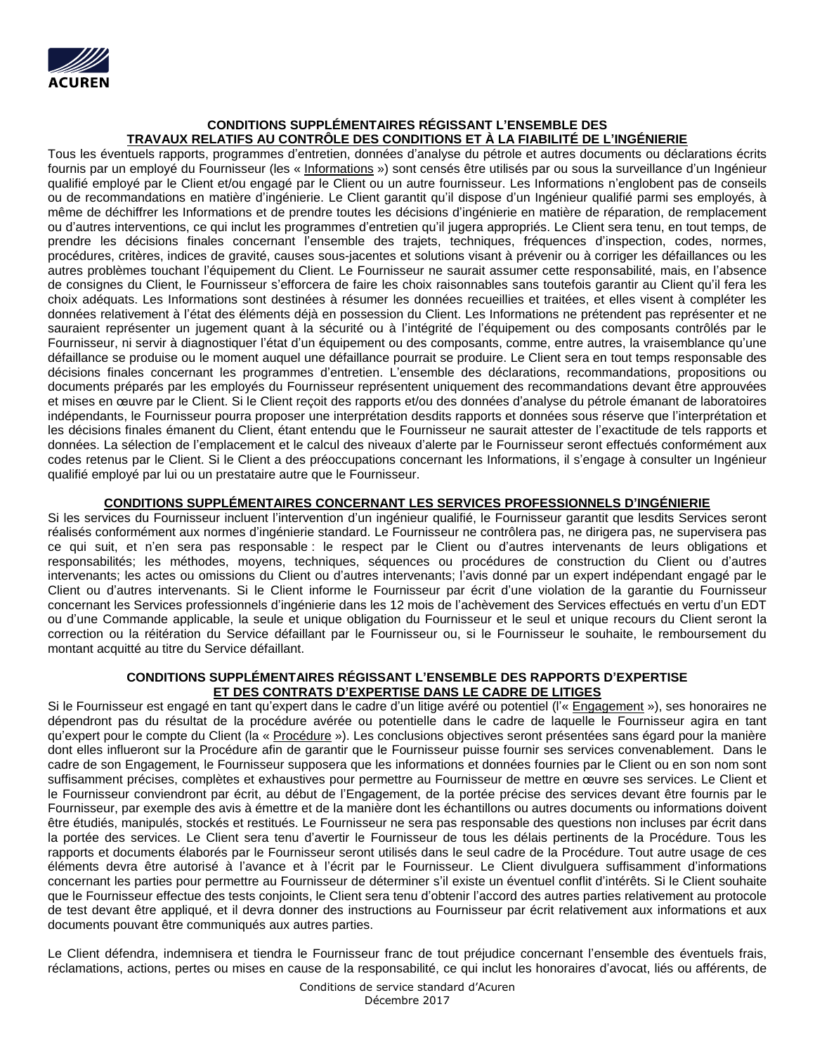## CONDITIONS SUPPLÉMENTAIRES RÉGISSANT L'ENSEMBLE DES TRAVAUX RELATIFS AU CONTRÔLE DES CONDITIONS ET À LA FIABILITÉ DE L'INGÉNIERIE

Tous les éventuels rapports, programmes d'entretien, données d'analyse du pétrole et autres documents ou déclarations écrits fournis par un employé du Fournisseur (les « Informations ») sont censés être utilisés par ou sous la surveillance d'un Ingénieur qualifié employé par le Client et/ou engagé par le Client ou un autre fournisseur. Les Informations n'englobent pas de conseils ou de recommandations en matière d'ingénierie. Le Client garantit qu'il dispose d'un Ingénieur qualifié parmi ses employés, à même de déchiffrer les Informations et de prendre toutes les décisions d'ingénierie en matière de réparation, de remplacement ou d'autres interventions, ce qui inclut les programmes d'entretien qu'il jugera appropriés. Le Client sera tenu, en tout temps, de prendre les décisions finales concernant l'ensemble des trajets, techniques, fréquences d'inspection, codes, normes, procédures, critères, indices de gravité, causes sous-jacentes et solutions visant à prévenir ou à corriger les défaillances ou les autres problèmes touchant l'équipement du Client. Le Fournisseur ne saurait assumer cette responsabilité, mais, en l'absence de consignes du Client, le Fournisseur s'efforcera de faire les choix raisonnables sans toutefois garantir au Client qu'il fera les choix adéquats. Les Informations sont destinées à résumer les données recueillies et traitées, et elles visent à compléter les données relativement à l'état des éléments déjà en possession du Client. Les Informations ne prétendent pas représenter et ne sauraient représenter un jugement quant à la sécurité ou à l'intégrité de l'équipement ou des composants contrôlés par le Fournisseur, ni servir à diagnostiquer l'état d'un équipement ou des composants, comme, entre autres, la vraisemblance qu'une défaillance se produise ou le moment auquel une défaillance pourrait se produire. Le Client sera en tout temps responsable des décisions finales concernant les programmes d'entretien. L'ensemble des déclarations, recommandations, propositions ou documents préparés par les employés du Fournisseur représentent uniquement des recommandations devant être approuvées et mises en œuvre par le Client. Si le Client reçoit des rapports et/ou des données d'analyse du pétrole émanant de laboratoires indépendants, le Fournisseur pourra proposer une interprétation desdits rapports et données sous réserve que l'interprétation et les décisions finales émanent du Client, étant entendu que le Fournisseur ne saurait attester de l'exactitude de tels rapports et données. La sélection de l'emplacement et le calcul des niveaux d'alerte par le Fournisseur seront effectués conformément aux codes retenus par le Client. Si le Client a des préoccupations concernant les Informations, il s'engage à consulter un Ingénieur qualifié employé par lui ou un prestataire autre que le Fournisseur.

## CONDITIONS SUPPLÉMENTAIRES CONCERNANT LES SERVICES PROFESSIONNELS D'INGÉNIERIE

Si les services du Fournisseur incluent l'intervention d'un ingénieur qualifié, le Fournisseur garantit que lesdits Services seront réalisés conformément aux normes d'ingénierie standard. Le Fournisseur ne contrôlera pas, ne dirigera pas, ne supervisera pas ce qui suit, et n'en sera pas responsable : le respect par le Client ou d'autres intervenants de leurs obligations et responsabilités; les méthodes, moyens, techniques, séquences ou procédures de construction du Client ou d'autres intervenants; les actes ou omissions du Client ou d'autres intervenants; l'avis donné par un expert indépendant engagé par le Client ou d'autres intervenants. Si le Client informe le Fournisseur par écrit d'une violation de la garantie du Fournisseur concernant les Services professionnels d'ingénierie dans les 12 mois de l'achèvement des Services effectués en vertu d'un EDT ou d'une Commande applicable, la seule et unique obligation du Fournisseur et le seul et unique recours du Client seront la correction ou la réitération du Service défaillant par le Fournisseur ou, si le Fournisseur le souhaite, le remboursement du montant acquitté au titre du Service défaillant.

## CONDITIONS SUPPLÉMENTAIRES RÉGISSANT L'ENSEMBLE DES RAPPORTS D'EXPERTISE ET DES CONTRATS D'EXPERTISE DANS LE CADRE DE LITIGES

Si le Fournisseur est engagé en tant qu'expert dans le cadre d'un litige avéré ou potentiel (l'« Engagement »), ses honoraires ne dépendront pas du résultat de la procédure avérée ou potentielle dans le cadre de laquelle le Fournisseur agira en tant qu'expert pour le compte du Client (la « Procédure »). Les conclusions objectives seront présentées sans égard pour la manière dont elles influeront sur la Procédure afin de garantir que le Fournisseur puisse fournir ses services convenablement. Dans le cadre de son Engagement, le Fournisseur supposera que les informations et données fournies par le Client ou en son nom sont suffisamment précises, complètes et exhaustives pour permettre au Fournisseur de mettre en œuvre ses services. Le Client et le Fournisseur conviendront par écrit, au début de l'Engagement, de la portée précise des services devant être fournis par le Fournisseur, par exemple des avis à émettre et de la manière dont les échantillons ou autres documents ou informations doivent être étudiés, manipulés, stockés et restitués. Le Fournisseur ne sera pas responsable des questions non incluses par écrit dans la portée des services. Le Client sera tenu d'avertir le Fournisseur de tous les délais pertinents de la Procédure. Tous les rapports et documents élaborés par le Fournisseur seront utilisés dans le seul cadre de la Procédure. Tout autre usage de ces éléments devra être autorisé à l'avance et à l'écrit par le Fournisseur. Le Client divulguera suffisamment d'informations concernant les parties pour permettre au Fournisseur de déterminer s'il existe un éventuel conflit d'intérêts. Si le Client souhaite que le Fournisseur effectue des tests conjoints, le Client sera tenu d'obtenir l'accord des autres parties relativement au protocole de test devant être appliqué, et il devra donner des instructions au Fournisseur par écrit relativement aux informations et aux documents pouvant être communiqués aux autres parties.

Le Client défendra, indemnisera et tiendra le Fournisseur franc de tout préjudice concernant l'ensemble des éventuels frais, réclamations, actions, pertes ou mises en cause de la responsabilité, ce qui inclut les honoraires d'avocat, liés ou afférents, de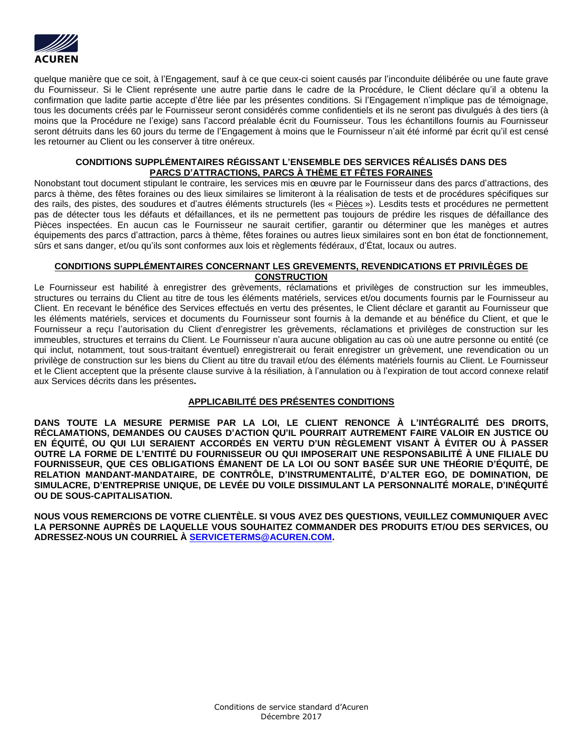quelque manière que ce soit, à l'Engagement, sauf à ce que ceux-ci soient causés par l'inconduite délibérée ou une faute grave du Fournisseur. Si le Client représente une autre partie dans le cadre de la Procédure, le Client déclare qu'il a obtenu la confirmation que ladite partie accepte d'être liée par les présentes conditions. Si l'Engagement n'implique pas de témoignage, tous les documents créés par le Fournisseur seront considérés comme confidentiels et ils ne seront pas divulgués à des tiers (à moins que la Procédure ne l'exige) sans l'accord préalable écrit du Fournisseur. Tous les échantillons fournis au Fournisseur seront détruits dans les 60 jours du terme de l'Engagement à moins que le Fournisseur n'ait été informé par écrit qu'il est censé les retourner au Client ou les conserver à titre onéreux.

**CONDITIONS SUPPLÉMENTAIRES RÉGISSANT L'ENSEMBLE DES SERVICES RÉALISÉS DANS DES PARCS D'ATTRACTIONS, PARCS À THÈME ET FÊTES FORAINES**

Nonobstant tout document stipulant le contraire, les services mis en œuvre par le Fournisseur dans des parcs d'attractions, des parcs à thème, des fêtes foraines ou des lieux similaires se limiteront à la réalisation de tests et de procédures spécifiques sur des rails, des pistes, des soudures et d'autres éléments structurels (les « Pièces »). Lesdits tests et procédures ne permettent pas de détecter tous les défauts et défaillances, et ils ne permettent pas toujours de prédire les risques de défaillance des Pièces inspectées. En aucun cas le Fournisseur ne saurait certifier, garantir ou déterminer que les manèges et autres équipements des parcs d'attraction, parcs à thème, fêtes foraines ou autres lieux similaires sont en bon état de fonctionnement, sûrs et sans danger, et/ou qu'ils sont conformes aux lois et règlements fédéraux, d'État, locaux ou autres.

**CONDITIONS SUPPLÉMENTAIRES CONCERNANT LES GREVEMENTS, REVENDICATIONS ET PRIVILÈGES DE CONSTRUCTION**

Le Fournisseur est habilité à enregistrer des grèvements, réclamations et privilèges de construction sur les immeubles, structures ou terrains du Client au titre de tous les éléments matériels, services et/ou documents fournis par le Fournisseur au Client. En recevant le bénéfice des Services effectués en vertu des présentes, le Client déclare et garantit au Fournisseur que les éléments matériels, services et documents du Fournisseur sont fournis à la demande et au bénéfice du Client, et que le Fournisseur a reçu l'autorisation du Client d'enregistrer les grèvements, réclamations et privilèges de construction sur les immeubles, structures et terrains du Client. Le Fournisseur n'aura aucune obligation au cas où une autre personne ou entité (ce qui inclut, notamment, tout sous-traitant éventuel) enregistrerait ou ferait enregistrer un grèvement, une revendication ou un privilège de construction sur les biens du Client au titre du travail et/ou des éléments matériels fournis au Client. Le Fournisseur et le Client acceptent que la présente clause survive à la résiliation, à l'annulation ou à l'expiration de tout accord connexe relatif aux Services décrits dans les présentes**.**

**APPLICABILITÉ DES PRÉSENTES CONDITIONS**

**DANS TOUTE LA MESURE PERMISE PAR LA LOI, LE CLIENT RENONCE À L'INTÉGRALITÉ DES DROITS, RÉCLAMATIONS, DEMANDES OU CAUSES D'ACTION QU'IL POURRAIT AUTREMENT FAIRE VALOIR EN JUSTICE OU EN ÉQUITÉ, OU QUI LUI SERAIENT ACCORDÉS EN VERTU D'UN RÈGLEMENT VISANT À ÉVITER OU À PASSER OUTRE LA FORME DE L'ENTITÉ DU FOURNISSEUR OU QUI IMPOSERAIT UNE RESPONSABILITÉ À UNE FILIALE DU FOURNISSEUR, QUE CES OBLIGATIONS ÉMANENT DE LA LOI OU SONT BASÉE SUR UNE THÉORIE D'ÉQUITÉ, DE RELATION MANDANT-MANDATAIRE, DE CONTRÔLE, D'INSTRUMENTALITÉ, D'ALTER EGO, DE DOMINATION, DE SIMULACRE, D'ENTREPRISE UNIQUE, DE LEVÉE DU VOILE DISSIMULANT LA PERSONNALITÉ MORALE, D'INÉQUITÉ OU DE SOUS-CAPITALISATION.**

**NOUS VOUS REMERCIONS DE VOTRE CLIENTÈLE. SI VOUS AVEZ DES QUESTIONS, VEUILLEZ COMMUNIQUER AVEC LA PERSONNE AUPRÈS DE LAQUELLE VOUS SOUHAITEZ COMMANDER DES PRODUITS ET/OU DES SERVICES, OU ADRESSEZ-NOUS UN COURRIEL À SERVICETERMS@ACUREN.COM.**